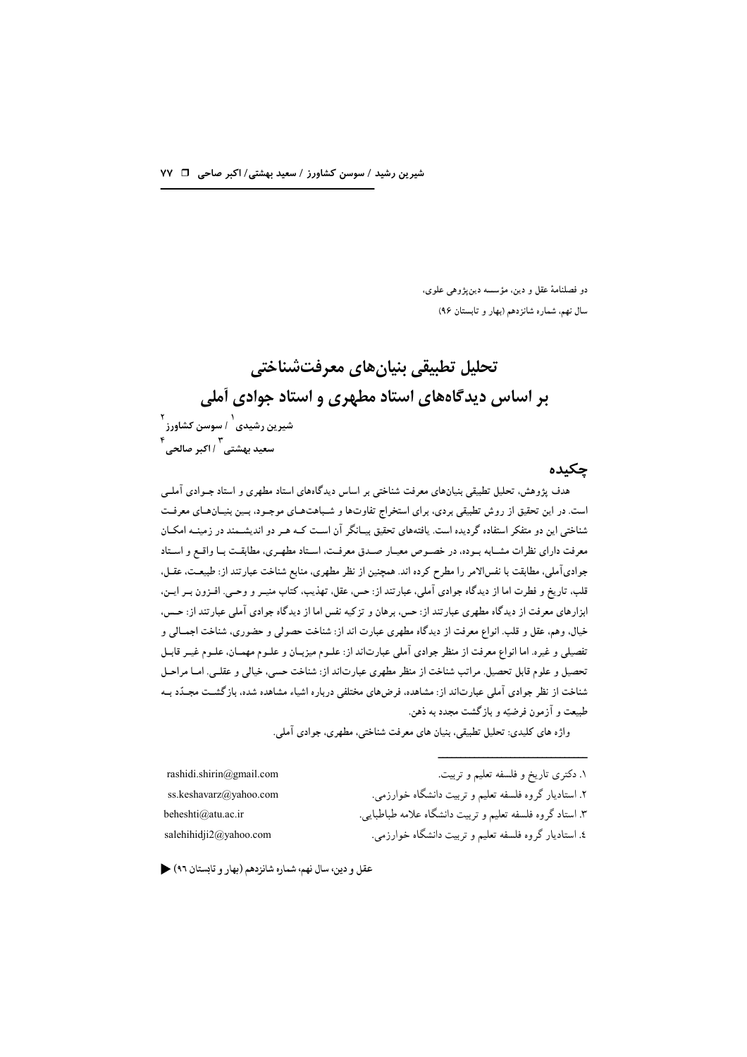دو فصلنامهٔ عقل و دین، مؤسسه دین‌پژوهی علوی،
سال نهم، شماره شانزدهم (بهار و تابستان ۹۶)

# تحلیل تطبیقی بنیان‌های معرفت‌شناختی بر اساس دیدگاه‌های استاد مطهری و استاد جوادی آملی

شیرین رشیدی[1] / سوسن کشاورز[2]
سعید بهشتی[3] / اکبر صالحی[4]

## چکیده

هدف پژوهش، تحلیل تطبیقی بنیان‌های معرفت شناختی بر اساس دیدگاه‌های استاد مطهری و استاد جـوادی آملـی است. در این تحقیق از روش تطبیقی بردی، برای استخراج تفاوت‌ها و شـباهت‌های موجـود، بـین بنیـان‌هـای معرفـت شناختی این دو متفکر استفاده گردیده است. یافته‌های تحقیق بیـانگر آن اسـت کـه هـر دو اندیشـمند در زمینـه امکـان معرفت دارای نظرات مشـابه بـوده، در خصـوص معیـار صـدق معرفت، اسـتاد مطهـری، مطابقت بـا واقـع و اسـتاد جوادی‌آملی، مطابقت با نفس‌الامر را مطرح کرده اند. همچنین از نظر مطهری، منابع شناخت عبارتند از: طبیعـت، عقـل، قلب، تاریخ و فطرت اما از دیدگاه جوادی آملی، عبارتند از: حس، عقل، تهذیب، کتاب منیـر و وحـی. افـزون بـر ایـن، ابزارهای معرفت از دیدگاه مطهری عبارتند از: حس، برهان و تزکیه نفس اما از دیدگاه جوادی آملی عبارتند از: حـس، خیال، وهم، عقل و قلب. انواع معرفت از دیدگاه مطهری عبارت اند از: شناخت حصولی و حضوری، شناخت اجمـالی و تفصیلی و غیره. اما انواع معرفت از منظر جوادی آملی عبارت‌اند از: علـوم میزبـان و علـوم مهمـان، علـوم غیـر قابـل تحصیل و علوم قابل تحصیل. مراتب شناخت از منظر مطهری عبارت‌اند از: شناخت حسی، خیالی و عقلـی. امـا مراحـل شناخت از نظر جوادی آملی عبارت‌اند از: مشاهده، فرض‌های مختلفی درباره اشیاء مشاهده شده، بازگشـت مجـدّد بـه طبیعت و آزمون فرضیّه و بازگشت مجدد به ذهن.

واژه های کلیدی: تحلیل تطبیقی، بنیان های معرفت شناختی، مطهری، جوادی آملی.

---

۱. دکتری تاریخ و فلسفه تعلیم و تربیت. rashidi.shirin@gmail.com

۲. استادیار گروه فلسفه تعلیم و تربیت دانشگاه خوارزمی. ss.keshavarz@yahoo.com

۳. استاد گروه فلسفه تعلیم و تربیت دانشگاه علامه طباطبایی. beheshti@atu.ac.ir

٤. استادیار گروه فلسفه تعلیم و تربیت دانشگاه خوارزمی. salehihidji2@yahoo.com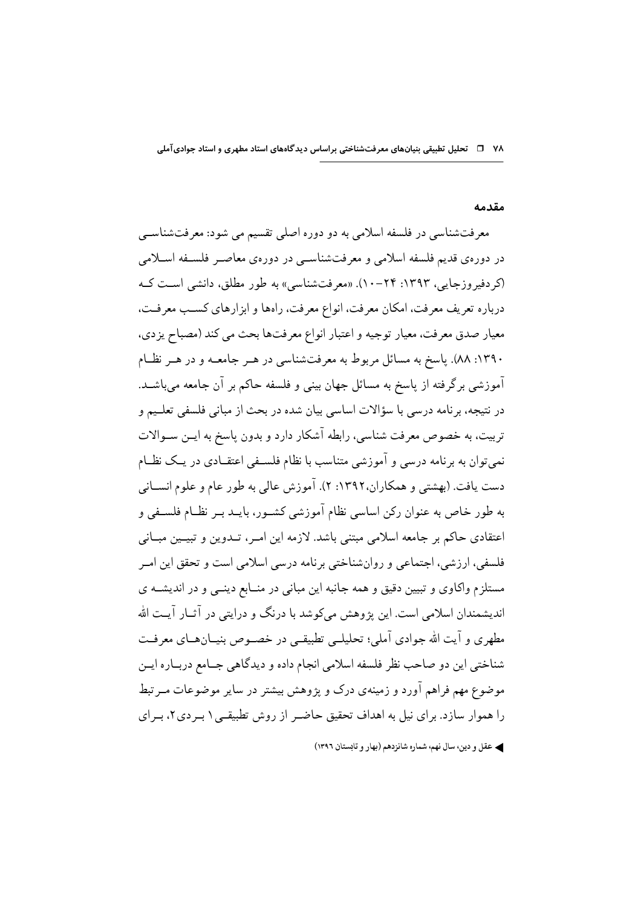## مقدمه

معرفت‌شناسی در فلسفه اسلامی به دو دوره اصلی تقسیم می شود: معرفت‌شناسی در دوره‌ی قدیم فلسفه اسلامی و معرفت‌شناسی در دوره‌ی معاصر فلسفه اسلامی (کردفیروزجایی، ۱۳۹۳: ۲۴-۱۰). «معرفت‌شناسی» به طور مطلق، دانشی است که درباره تعریف معرفت، امکان معرفت، انواع معرفت، راه‌ها و ابزارهای کسب معرفت، معیار صدق معرفت، معیار توجیه و اعتبار انواع معرفت‌ها بحث می کند (مصباح یزدی، ۱۳۹۰: ۸۸). پاسخ به مسائل مربوط به معرفت‌شناسی در هر جامعه و در هر نظام آموزشی برگرفته از پاسخ به مسائل جهان بینی و فلسفه حاکم بر آن جامعه می‌باشد. در نتیجه، برنامه درسی با سؤالات اساسی بیان شده در بحث از مبانی فلسفی تعلیم و تربیت، به خصوص معرفت شناسی، رابطه آشکار دارد و بدون پاسخ به این سوالات نمی‌توان به برنامه درسی و آموزشی متناسب با نظام فلسفی اعتقادی در یک نظام دست یافت. (بهشتی و همکاران،۱۳۹۲: ۲). آموزش عالی به طور عام و علوم انسانی به طور خاص به عنوان رکن اساسی نظام آموزشی کشور، باید بر نظام فلسفی و اعتقادی حاکم بر جامعه اسلامی مبتنی باشد. لازمه این امر، تدوین و تبیین مبانی فلسفی، ارزشی، اجتماعی و روان‌شناختی برنامه درسی اسلامی است و تحقق این امر مستلزم واکاوی و تبیین دقیق و همه جانبه این مبانی در منابع دینی و در اندیشه ی اندیشمندان اسلامی است. این پژوهش می‌کوشد با درنگ و درایتی در آثار آیت الله مطهری و آیت الله جوادی آملی؛ تحلیلی تطبیقی در خصوص بنیان‌های معرفت شناختی این دو صاحب نظر فلسفه اسلامی انجام داده و دیدگاهی جامع درباره این موضوع مهم فراهم آورد و زمینه‌ی درک و پژوهش بیشتر در سایر موضوعات مرتبط را هموار سازد. برای نیل به اهداف تحقیق حاضر از روش تطبیقی۱ بردی۲، برای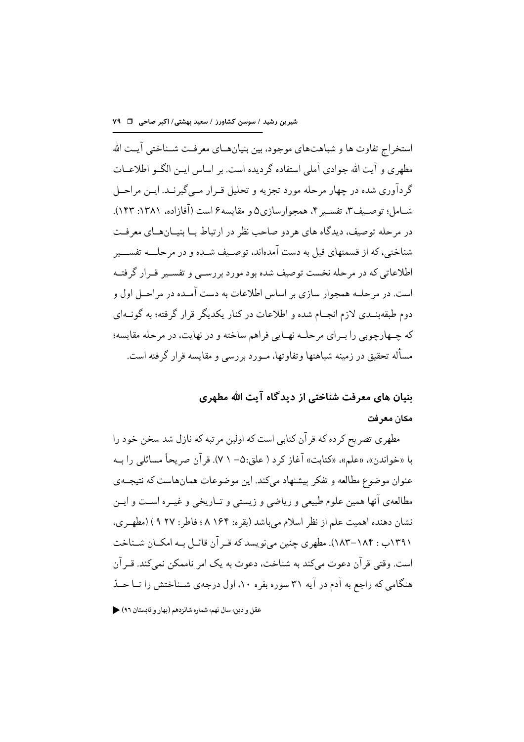استخراج تفاوت ها و شباهت‌های موجود، بین بنیان‌های معرفت شناختی آیت الله مطهری و آیت الله جوادی آملی استفاده گردیده است. بر اساس این الگو اطلاعات گردآوری شده در چهار مرحله مورد تجزیه و تحلیل قرار می‌گیرند. این مراحل شامل؛ توصیف۳، تفسیر۴، همجوارسازی۵ و مقایسه۶ است (آقازاده، ۱۳۸۱: ۱۴۳). در مرحله توصیف، دیدگاه های هردو صاحب نظر در ارتباط با بنیان‌های معرفت شناختی، که از قسمتهای قبل به دست آمده‌اند، توصیف شده و در مرحله تفسیر اطلاعاتی که در مرحله نخست توصیف شده بود مورد بررسی و تفسیر قرار گرفته است. در مرحله همجوار سازی بر اساس اطلاعات به دست آمده در مراحل اول و دوم طبقه‌بندی لازم انجام شده و اطلاعات در کنار یکدیگر قرار گرفته؛ به گونه‌ای که چهارچوبی را برای مرحله نهایی فراهم ساخته و در نهایت، در مرحله مقایسه؛ مسأله تحقیق در زمینه شباهتها وتفاوتها، مورد بررسی و مقایسه قرار گرفته است.

## بنیان های معرفت شناختی از دیدگاه آیت الله مطهری

### مکان معرفت

مطهری تصریح کرده که قرآن کتابی است که اولین مرتبه که نازل شد سخن خود را با «خواندن»، «علم»، «کتابت» آغاز کرد ( علق:۵- ۱ ۷). قرآن صریحاً مسائلی را به عنوان موضوع مطالعه و تفکر پیشنهاد می‌کند. این موضوعات همان‌هاست که نتیجه‌ی مطالعه‌ی آنها همین علوم طبیعی و ریاضی و زیستی و تاریخی و غیره است و این نشان دهنده اهمیت علم از نظر اسلام می‌باشد (بقره: ۱۶۴ ۸ ؛ فاطر: ۲۷ ۹ ) (مطهری، ۱۳۹۱ب : ۱۸۴-۱۸۳). مطهری چنین می‌نویسد که قرآن قائل به امکان شناخت است. وقتی قرآن دعوت می‌کند به شناخت، دعوت به یک امر ناممکن نمی‌کند. قرآن هنگامی که راجع به آدم در آیه ۳۱ سوره بقره ۱۰، اول درجه‌ی شناختش را تا حدّ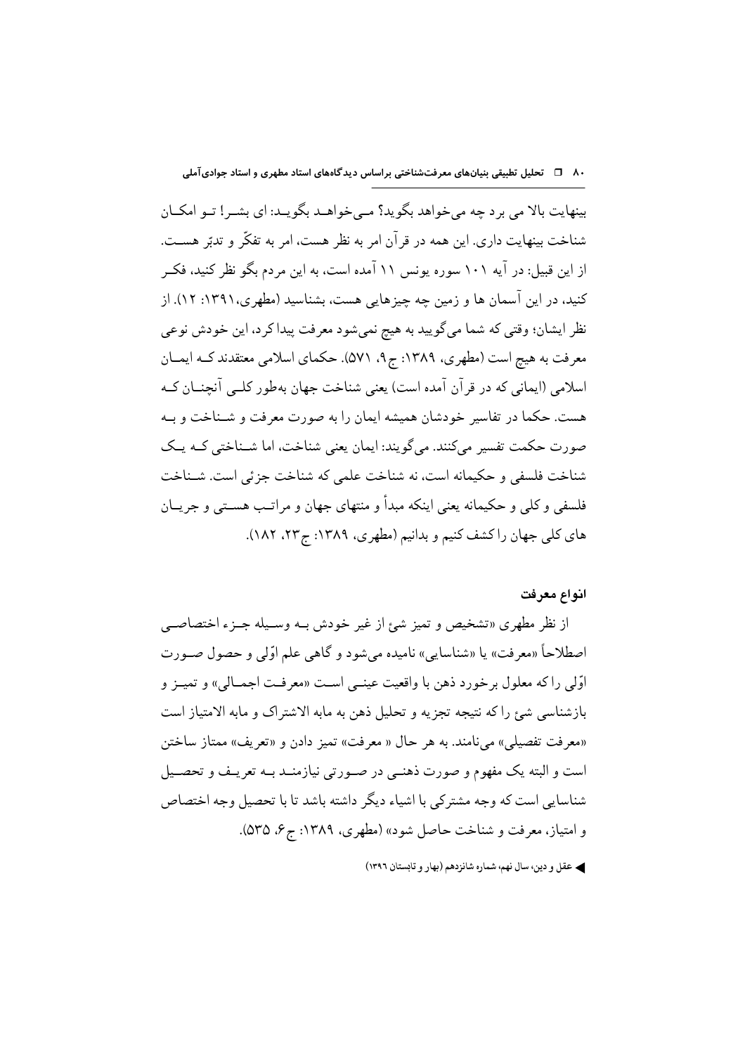بینهایت بالا می برد چه می‌خواهد بگوید؟ مـی‌خواهـد بگویـد: ای بشـر! تـو امکـان شناخت بینهایت داری. این همه در قرآن امر به نظر هست، امر به تفکّر و تدبّر هسـت. از این قبیل: در آیه ۱۰۱ سوره یونس ۱۱ آمده است، به این مردم بگو نظر کنید، فکـر کنید، در این آسمان ها و زمین چه چیزهایی هست، بشناسید (مطهری،۱۳۹۱: ۱۲). از نظر ایشان؛ وقتی که شما می‌گویید به هیچ نمی‌شود معرفت پیدا کرد، این خودش نوعی معرفت به هیچ است (مطهری، ۱۳۸۹: ج۹، ۵۷۱). حکمای اسلامی معتقدند کـه ایمـان اسلامی (ایمانی که در قرآن آمده است) یعنی شناخت جهان به‌طور کلـی آنچنـان کـه هست. حکما در تفاسیر خودشان همیشه ایمان را به صورت معرفت و شـناخت و بـه صورت حکمت تفسیر می‌کنند. می‌گویند: ایمان یعنی شناخت، اما شـناختی کـه یـک شناخت فلسفی و حکیمانه است، نه شناخت علمی که شناخت جزئی است. شـناخت فلسفی و کلی و حکیمانه یعنی اینکه مبدأ و منتهای جهان و مراتـب هسـتی و جریـان های کلی جهان را کشف کنیم و بدانیم (مطهری، ۱۳۸۹: ج۲۳، ۱۸۲).

### انواع معرفت

از نظر مطهری «تشخیص و تمیز شئ از غیر خودش بـه وسـیله جـزء اختصاصـی اصطلاحاً «معرفت» یا «شناسایی» نامیده می‌شود و گاهی علم اوّلی و حصول صـورت اوّلی را که معلول برخورد ذهن با واقعیت عینـی اسـت «معرفـت اجمـالی» و تمیـز و بازشناسی شئ را که نتیجه تجزیه و تحلیل ذهن به مابه الاشتراک و مابه الامتیاز است «معرفت تفصیلی» می‌نامند. به هر حال « معرفت» تمیز دادن و «تعریف» ممتاز ساختن است و البته یک مفهوم و صورت ذهنـی در صـورتی نیازمنـد بـه تعریـف و تحصـیل شناسایی است که وجه مشترکی با اشیاء دیگر داشته باشد تا با تحصیل وجه اختصاص و امتیاز، معرفت و شناخت حاصل شود» (مطهری، ۱۳۸۹: ج۶، ۵۳۵).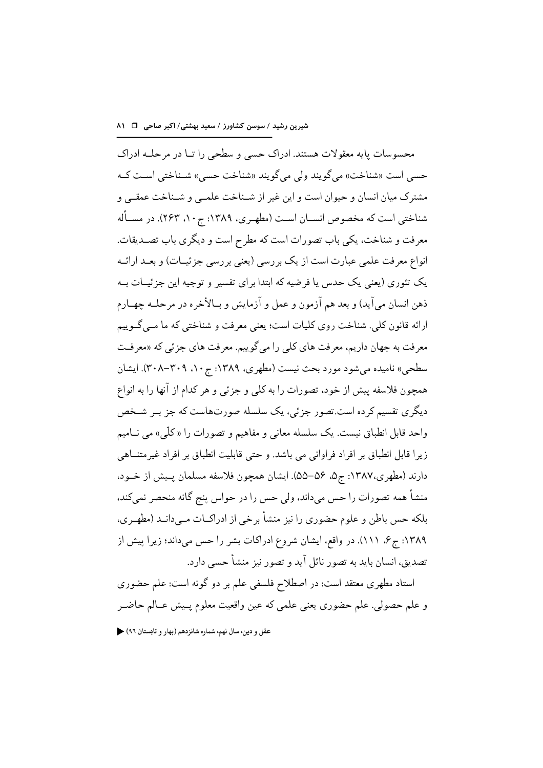محسوسات پایه معقولات هستند. ادراک حسی و سطحی را تـا در مرحلـه ادراک حسی است «شناخت» می‌گویند ولی می‌گویند «شناخت حسی» شـناختی اسـت کـه مشترک میان انسان و حیوان است و این غیر از شـناخت علمـی و شـناخت عمقـی و شناختی است که مخصوص انسـان اسـت (مطهـری، ۱۳۸۹: ج ۱۰، ۲۶۳). در مسـأله معرفت و شناخت، یکی باب تصورات است که مطرح است و دیگری باب تصـدیقات. انواع معرفت علمی عبارت است از یک بررسی (یعنی بررسی جزئیـات) و بعـد ارائـه یک تئوری (یعنی یک حدس یا فرضیه که ابتدا برای تفسیر و توجیه این جزئیـات بـه ذهن انسان می‌آید) و بعد هم آزمون و عمل و آزمایش و بـالأخره در مرحلـه چهـارم ارائه قانون کلی. شناخت روی کلیات است؛ یعنی معرفت و شناختی که ما مـی‌گـوییم معرفت به جهان داریم، معرفت های کلی را می‌گوییم. معرفت های جزئی که «معرفـت سطحی» نامیده می‌شود مورد بحث نیست (مطهری، ۱۳۸۹: ج ۱۰، ۳۰۹-۳۰۸). ایشان همچون فلاسفه پیش از خود، تصورات را به کلی و جزئی و هر کدام از آنها را به انواع دیگری تقسیم کرده است.تصور جزئی، یک سلسله صورت‌هاست که جز بـر شـخص واحد قابل انطباق نیست. یک سلسله معانی و مفاهیم و تصورات را «کلّی» می نـامیم زیرا قابل انطباق بر افراد فراوانی می باشد. و حتی قابلیت انطباق بر افراد غیرمتنـاهی دارند (مطهری،۱۳۸۷: ج۵، ۵۶-۵۵). ایشان همچون فلاسفه مسلمان پـیش از خـود، منشأ همه تصورات را حس می‌داند، ولی حس را در حواس پنج گانه منحصر نمی‌کند، بلکه حس باطن و علوم حضوری را نیز منشأ برخی از ادراکـات مـی‌دانـد (مطهـری، ۱۳۸۹: ج۶، ۱۱۱). در واقع، ایشان شروع ادراکات بشر را حس می‌داند؛ زیرا پیش از تصدیق، انسان باید به تصور نائل آید و تصور نیز منشأ حسی دارد.

استاد مطهری معتقد است: در اصطلاح فلسفی علم بر دو گونه است: علم حضوری و علم حصولی. علم حضوری یعنی علمی که عین واقعیت معلوم پـیش عـالم حاضـر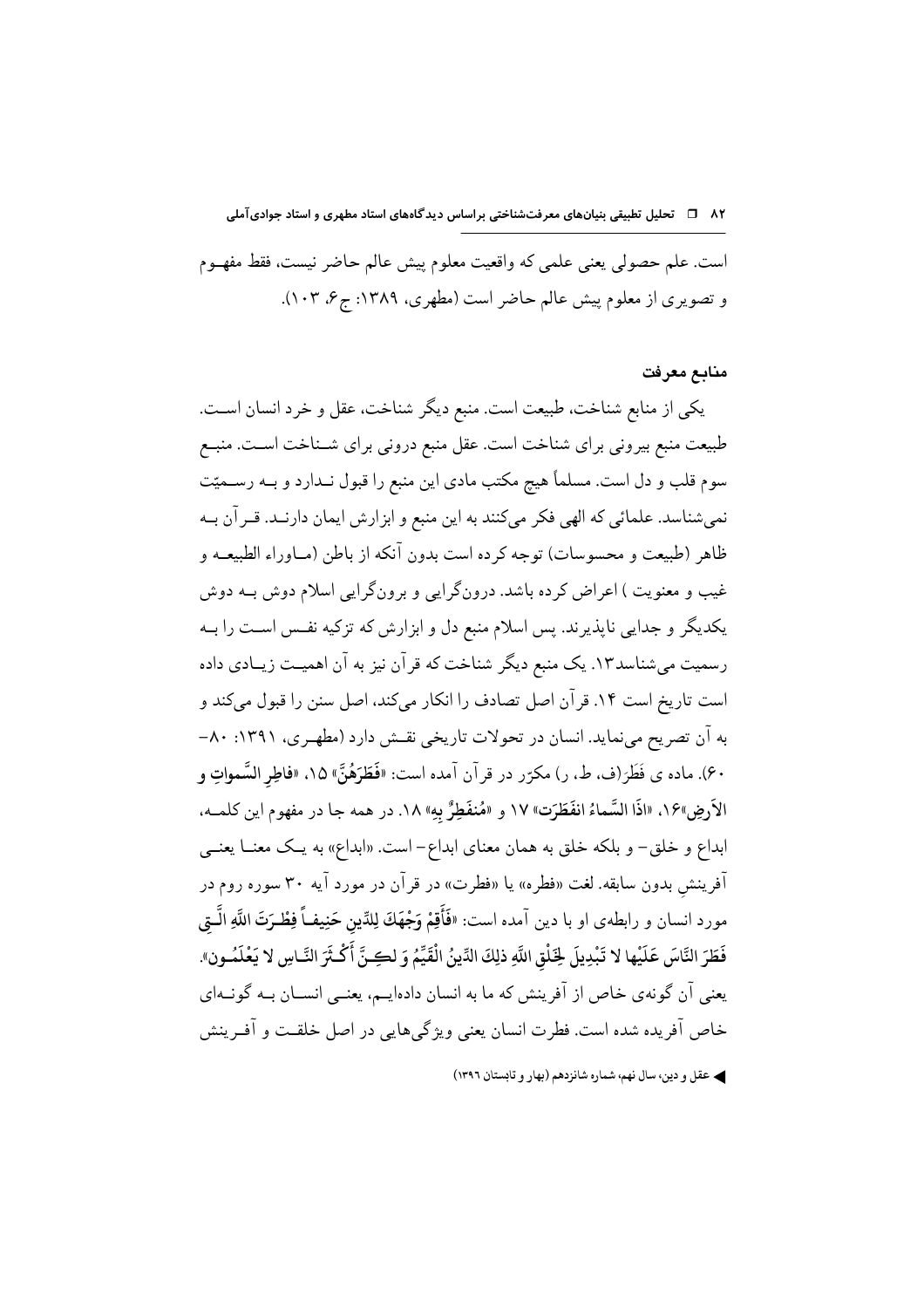است. علم حصولی یعنی علمی که واقعیت معلوم پیش عالم حاضر نیست، فقط مفهـوم و تصویری از معلوم پیش عالم حاضر است (مطهری، ۱۳۸۹: ج۶، ۱۰۳).

## منابع معرفت

یکی از منابع شناخت، طبیعت است. منبع دیگر شناخت، عقل و خرد انسان اسـت. طبیعت منبع بیرونی برای شناخت است. عقل منبع درونی برای شـناخت اسـت. منبـع سوم قلب و دل است. مسلماً هیچ مکتب مادی این منبع را قبول نـدارد و بـه رسـمیّت نمی‌شناسد. علمائی که الهی فکر می‌کنند به این منبع و ابزارش ایمان دارنـد. قـرآن بـه ظاهر (طبیعت و محسوسات) توجه کرده است بدون آنکه از باطن (مـاوراء الطبیعـه و غیب و معنویت ) اعراض کرده باشد. درون‌گرایی و برون‌گرایی اسلام دوش بـه دوش یکدیگر و جدایی ناپذیرند. پس اسلام منبع دل و ابزارش که تزکیه نفـس اسـت را بـه رسمیت می‌شناسد۱۳. یک منبع دیگر شناخت که قرآن نیز به آن اهمیـت زیـادی داده است تاریخ است ۱۴. قرآن اصل تصادف را انکار می‌کند، اصل سنن را قبول می‌کند و به آن تصریح می‌نماید. انسان در تحولات تاریخی نقـش دارد (مطهـری، ۱۳۹۱: ۸۰–۶۰). ماده ی فَطَرَ(ف، ط، ر) مکرّر در قرآن آمده است: «**فَطَرَهُنَّ**» ۱۵، «**فاطِرِ السَّمواتِ و الأَرض**»۱۶، «**اذَا السَّماءُ انفَطَرَت**» ۱۷ و «**مُنفَطِرٌ بِهِ**» ۱۸. در همه جا در مفهوم این کلمـه، ابداع و خلق– و بلکه خلق به همان معنای ابداع– است. «ابداع» به یـک معنـا یعنـی آفرینشِ بدون سابقه. لغت «فطره» یا «فطرت» در قرآن در مورد آیه ۳۰ سوره روم در مورد انسان و رابطه‌ی او با دین آمده است: «**فَأَقِمْ وَجْهَكَ لِلدِّينِ حَنِيفـاً فِطْـرَتَ اللَّهِ الَّـتِي فَطَرَ النَّاسَ عَلَيْها لا تَبْدِيلَ لِخَلْقِ اللَّهِ ذلِكَ الدِّينُ الْقَيِّمُ وَ لكِـنَّ أَكْـثَرَ النَّـاسِ لا يَعْلَمُـون**». یعنی آن گونه‌ی خاص از آفرینش که ما به انسان داده‌ایـم، یعنـی انسـان بـه گونـه‌ای خاص آفریده شده است. فطرت انسان یعنی ویژگی‌هایی در اصل خلقـت و آفـرینش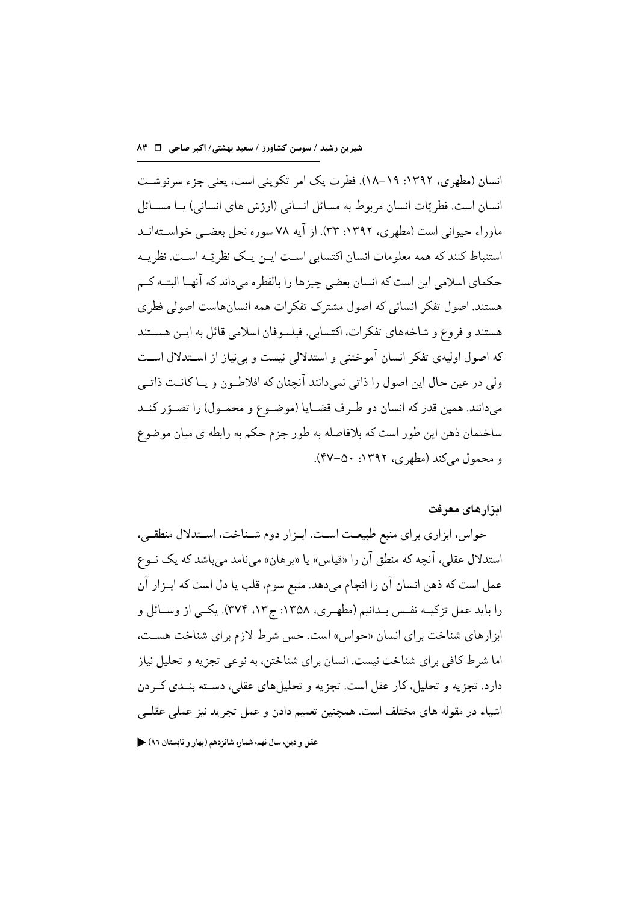انسان (مطهری، ۱۳۹۲: ۱۹–۱۸). فطرت یک امر تکوینی است، یعنی جزء سرنوشت انسان است. فطریّات انسان مربوط به مسائل انسانی (ارزش های انسانی) یا مسائل ماوراء حیوانی است (مطهری، ۱۳۹۲: ۳۳). از آیه ۷۸ سوره نحل بعضی خواسته‌اند استنباط کنند که همه معلومات انسان اکتسابی است این یک نظریّه است. نظریه حکمای اسلامی این است که انسان بعضی چیزها را بالفطره می‌داند که آنها البته کم هستند. اصول تفکر انسانی که اصول مشترک تفکرات همه انسان‌هاست اصولی فطری هستند و فروع و شاخه‌های تفکرات، اکتسابی. فیلسوفان اسلامی قائل به این هستند که اصول اولیه‌ی تفکر انسان آموختنی و استدلالی نیست و بی‌نیاز از استدلال است ولی در عین حال این اصول را ذاتی نمی‌دانند آنچنان که افلاطون و یا کانت ذاتی می‌دانند. همین قدر که انسان دو طرف قضایا (موضوع و محمول) را تصوّر کند ساختمان ذهن این طور است که بلافاصله به طور جزم حکم به رابطه ی میان موضوع و محمول می‌کند (مطهری، ۱۳۹۲: ۵۰–۴۷).

### ابزارهای معرفت

حواس، ابزاری برای منبع طبیعت است. ابزار دوم شناخت، استدلال منطقی، استدلال عقلی، آنچه که منطق آن را «قیاس» یا «برهان» می‌نامد می‌باشد که یک نوع عمل است که ذهن انسان آن را انجام می‌دهد. منبع سوم، قلب یا دل است که ابزار آن را باید عمل تزکیه نفس بدانیم (مطهری، ۱۳۵۸: ج۱۳، ۳۷۴). یکی از وسائل و ابزارهای شناخت برای انسان «حواس» است. حس شرط لازم برای شناخت هست، اما شرط کافی برای شناخت نیست. انسان برای شناختن، به نوعی تجزیه و تحلیل نیاز دارد. تجزیه و تحلیل، کار عقل است. تجزیه و تحلیل‌های عقلی، دسته بندی کردن اشیاء در مقوله های مختلف است. همچنین تعمیم دادن و عمل تجرید نیز عملی عقلی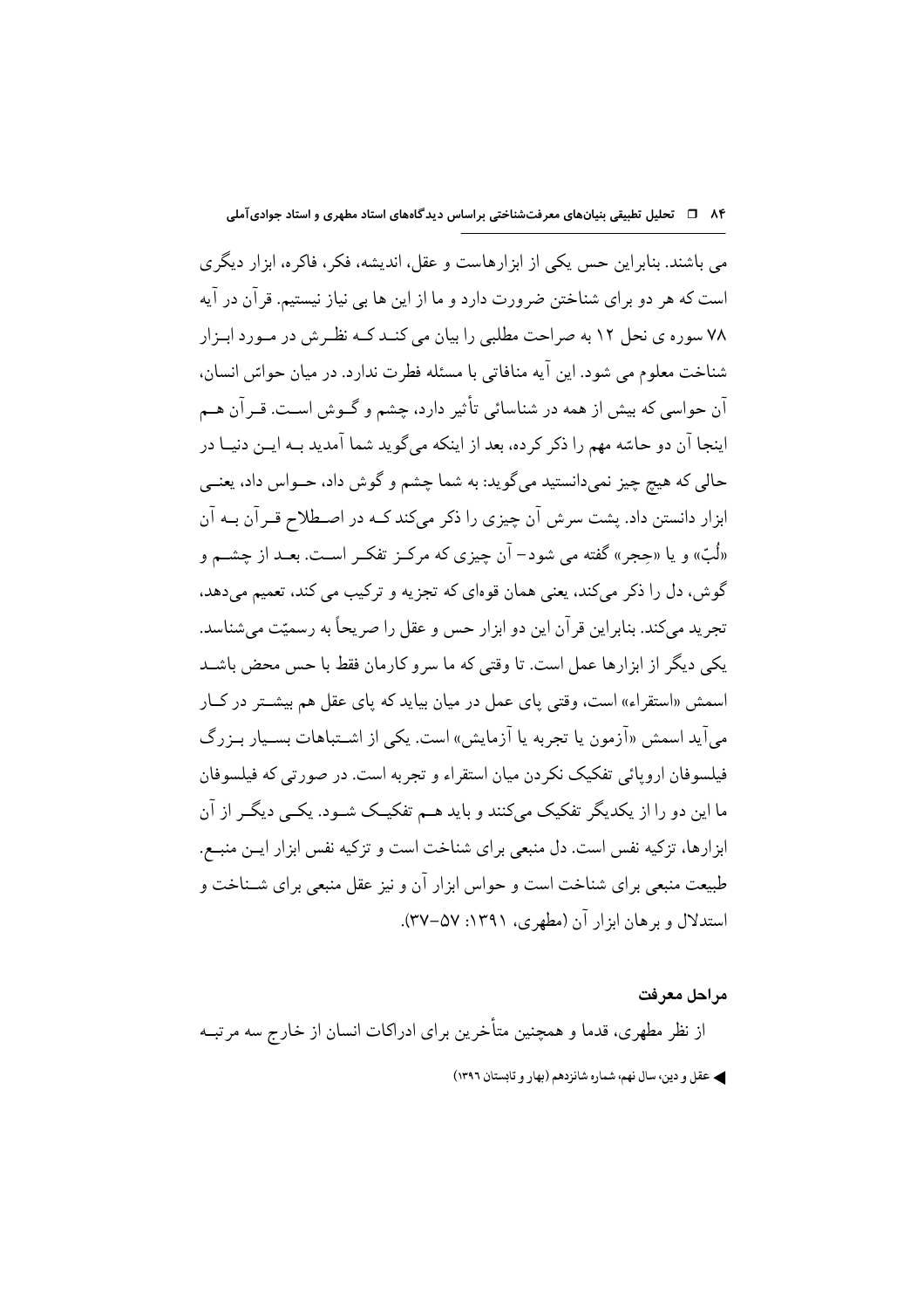می باشند. بنابراین حس یکی از ابزارهاست و عقل، اندیشه، فکر، فاکره، ابزار دیگری است که هر دو برای شناختن ضرورت دارد و ما از این ها بی نیاز نیستیم. قرآن در آیه ۷۸ سوره ی نحل ۱۲ به صراحت مطلبی را بیان می کند که نظرش در مورد ابزار شناخت معلوم می شود. این آیه منافاتی با مسئله فطرت ندارد. در میان حواسّ انسان، آن حواسی که بیش از همه در شناسائی تأثیر دارد، چشم و گوش است. قرآن هم اینجا آن دو حاسّه مهم را ذکر کرده، بعد از اینکه می‌گوید شما آمدید به این دنیا در حالی که هیچ چیز نمی‌دانستید می‌گوید: به شما چشم و گوش داد، حواس داد، یعنی ابزار دانستن داد. پشت سرش آن چیزی را ذکر می‌کند که در اصطلاح قرآن به آن «لُبّ» و یا «حِجر» گفته می شود- آن چیزی که مرکز تفکر است. بعد از چشم و گوش، دل را ذکر می‌کند، یعنی همان قوه‌ای که تجزیه و ترکیب می کند، تعمیم می‌دهد، تجرید می‌کند. بنابراین قرآن این دو ابزار حس و عقل را صریحاً به رسمیّت می‌شناسد. یکی دیگر از ابزارها عمل است. تا وقتی که ما سروکارمان فقط با حس محض باشد اسمش «استقراء» است، وقتی پای عمل در میان بیاید که پای عقل هم بیشتر در کار می‌آید اسمش «آزمون یا تجربه یا آزمایش» است. یکی از اشتباهات بسیار بزرگ فیلسوفان اروپائی تفکیک نکردن میان استقراء و تجربه است. در صورتی که فیلسوفان ما این دو را از یکدیگر تفکیک می‌کنند و باید هم تفکیک شود. یکی دیگر از آن ابزارها، تزکیه نفس است. دل منبعی برای شناخت است و تزکیه نفس ابزار این منبع. طبیعت منبعی برای شناخت است و حواس ابزار آن و نیز عقل منبعی برای شناخت و استدلال و برهان ابزار آن (مطهری، ۱۳۹۱: ۵۷-۳۷).

## مراحل معرفت

از نظر مطهری، قدما و همچنین متأخرین برای ادراکات انسان از خارج سه مرتبه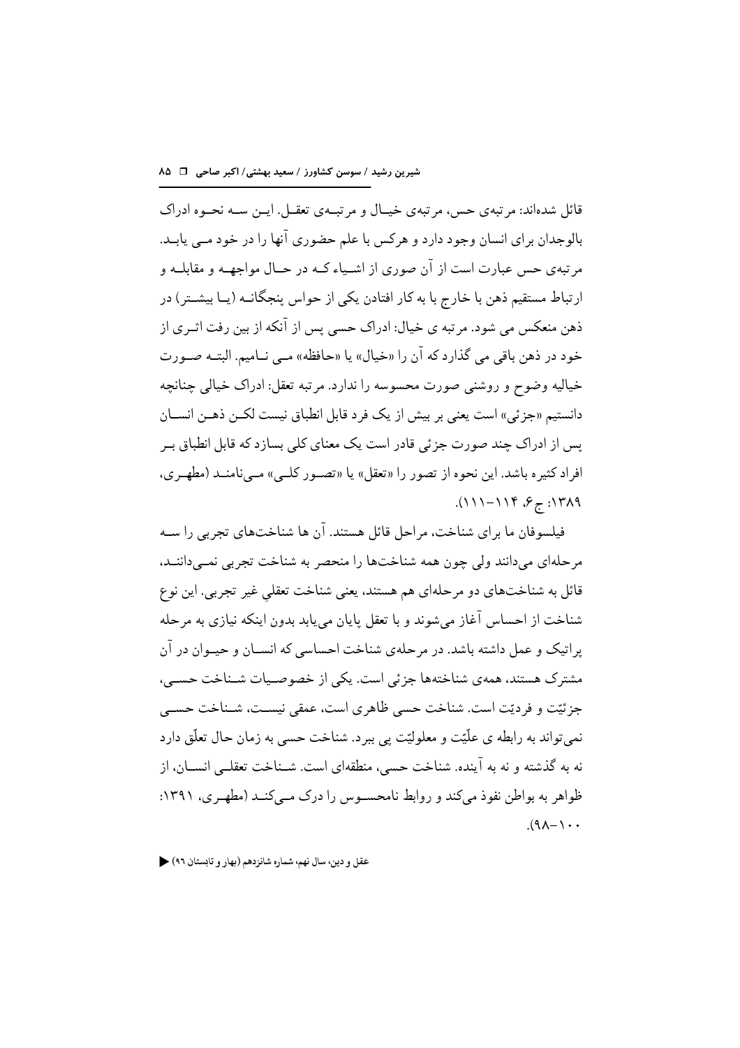قائل شده‌اند: مرتبه‌ی حس، مرتبه‌ی خیـال و مرتبـه‌ی تعقـل. ایـن سـه نحـوه ادراک بالوجدان برای انسان وجود دارد و هرکس با علم حضوری آنها را در خود مـی یابـد. مرتبه‌ی حس عبارت است از آن صوری از اشـیاء کـه در حـال مواجهـه و مقابلـه و ارتباط مستقیم ذهن با خارج با به کار افتادن یکی از حواس پنجگانـه (یـا بیشـتر) در ذهن منعکس می شود. مرتبه ی خیال: ادراک حسی پس از آنکه از بین رفت اثـری از خود در ذهن باقی می گذارد که آن را «خیال» یا «حافظه» مـی نـامیم. البتـه صـورت خیالیه وضوح و روشنی صورت محسوسه را ندارد. مرتبه تعقل: ادراک خیالی چنانچه دانستیم «جزئی» است یعنی بر بیش از یک فرد قابل انطباق نیست لکـن ذهـن انسـان پس از ادراک چند صورت جزئی قادر است یک معنای کلی بسازد که قابل انطباق بـر افراد کثیره باشد. این نحوه از تصور را «تعقل» یا «تصـور کلـی» مـی‌نامنـد (مطهـری، ۱۳۸۹: ج۶، ۱۱۴-۱۱۱).

فیلسوفان ما برای شناخت، مراحل قائل هستند. آن ها شناخت‌های تجربی را سـه مرحله‌ای می‌دانند ولی چون همه شناخت‌ها را منحصر به شناخت تجربی نمـی‌داننـد، قائل به شناخت‌های دو مرحله‌ای هم هستند، یعنی شناخت تعقلیِ غیر تجربی. این نوع شناخت از احساس آغاز می‌شوند و با تعقل پایان می‌یابد بدون اینکه نیازی به مرحله پراتیک و عمل داشته باشد. در مرحله‌ی شناخت احساسی که انسـان و حیـوان در آن مشترک هستند، همه‌ی شناخته‌ها جزئی است. یکی از خصوصـیات شـناخت حسـی، جزئیّت و فردیّت است. شناخت حسی ظاهری است، عمقی نیسـت، شـناخت حسـی نمی‌تواند به رابطه ی علّیّت و معلولیّت پی ببرد. شناخت حسی به زمان حال تعلّق دارد نه به گذشته و نه به آینده. شناخت حسی، منطقه‌ای است. شـناخت تعقلـی انسـان، از ظواهر به بواطن نفوذ می‌کند و روابط نامحسـوس را درک مـی‌کنـد (مطهـری، ۱۳۹۱: ۱۰۰-۹۸).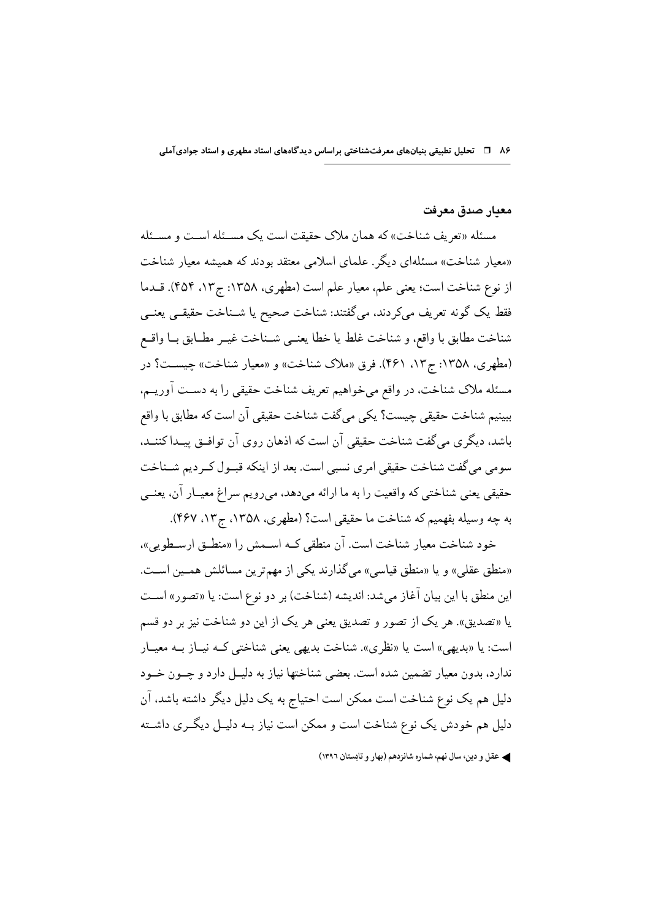### معیار صدق معرفت

مسئله «تعریف شناخت» که همان ملاک حقیقت است یک مسئله است و مسئله «معیار شناخت» مسئله‌ای دیگر. علمای اسلامی معتقد بودند که همیشه معیار شناخت از نوع شناخت است؛ یعنی علم، معیار علم است (مطهری، ۱۳۵۸: ج۱۳، ۴۵۴). قدما فقط یک گونه تعریف می‌کردند، می‌گفتند: شناخت صحیح یا شناخت حقیقی یعنی شناخت مطابق با واقع، و شناخت غلط یا خطا یعنی شناخت غیر مطابق با واقع (مطهری، ۱۳۵۸: ج۱۳، ۴۶۱). فرق «ملاک شناخت» و «معیار شناخت» چیست؟ در مسئله ملاک شناخت، در واقع می‌خواهیم تعریف شناخت حقیقی را به دست آوریم، ببینیم شناخت حقیقی چیست؟ یکی می‌گفت شناخت حقیقی آن است که مطابق با واقع باشد، دیگری می‌گفت شناخت حقیقی آن است که اذهان روی آن توافق پیدا کنند، سومی می‌گفت شناخت حقیقی امری نسبی است. بعد از اینکه قبول کردیم شناخت حقیقی یعنی شناختی که واقعیت را به ما ارائه می‌دهد، می‌رویم سراغ معیار آن، یعنی به چه وسیله بفهمیم که شناخت ما حقیقی است؟ (مطهری، ۱۳۵۸، ج۱۳، ۴۶۷).

خود شناخت معیار شناخت است. آن منطقی که اسمش را «منطق ارسطویی»، «منطق عقلی» و یا «منطق قیاسی» می‌گذارند یکی از مهم‌ترین مسائلش همین است. این منطق با این بیان آغاز می‌شد: اندیشه (شناخت) بر دو نوع است: یا «تصور» است یا «تصدیق». هر یک از تصور و تصدیق یعنی هر یک از این دو شناخت نیز بر دو قسم است: یا «بدیهی» است یا «نظری». شناخت بدیهی یعنی شناختی که نیاز به معیار ندارد، بدون معیار تضمین شده است. بعضی شناختها نیاز به دلیل دارد و چون خود دلیل هم یک نوع شناخت است ممکن است احتیاج به یک دلیل دیگر داشته باشد، آن دلیل هم خودش یک نوع شناخت است و ممکن است نیاز به دلیل دیگری داشته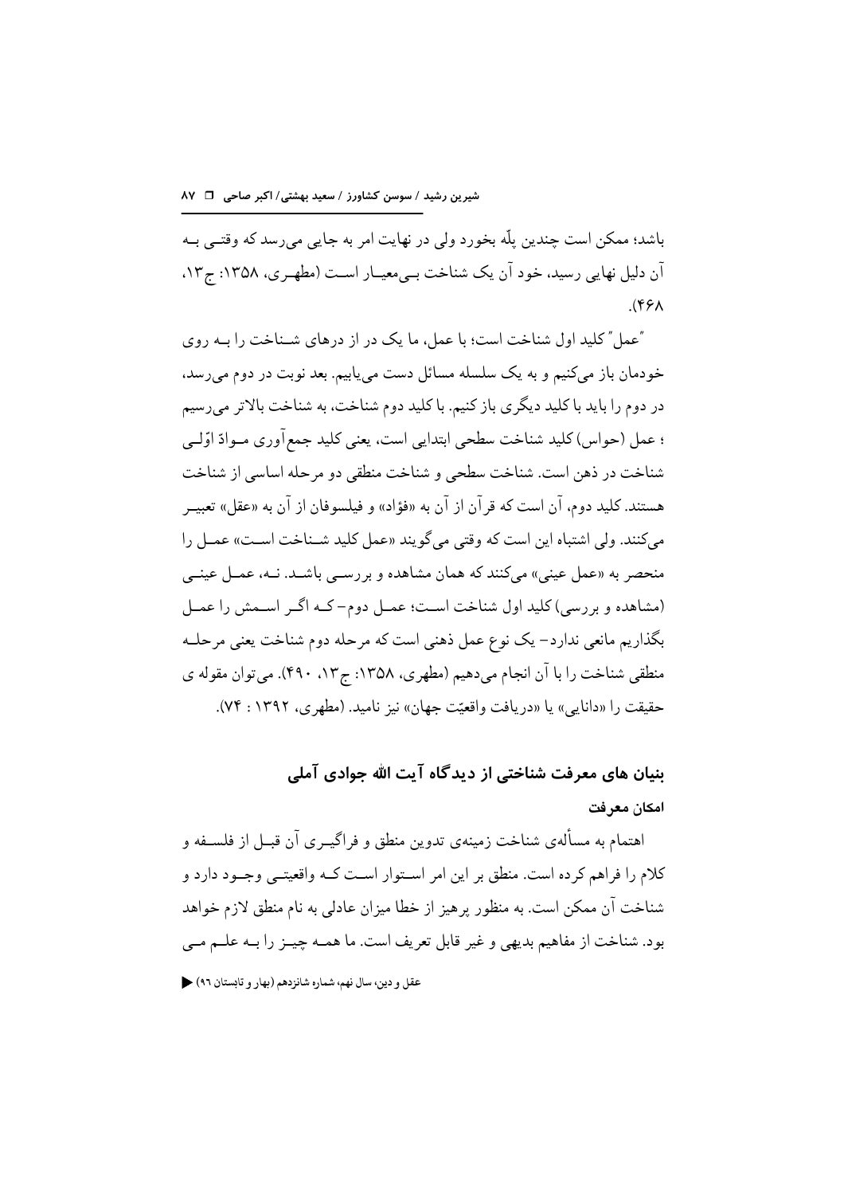باشد؛ ممکن است چندین پلّه بخورد ولی در نهایت امر به جایی می‌رسد که وقتی به آن دلیل نهایی رسید، خود آن یک شناخت بی‌معیار است (مطهری، ۱۳۵۸: ج۱۳، ۴۶۸).

"عمل" کلید اول شناخت است؛ با عمل، ما یک در از درهای شناخت را به روی خودمان باز می‌کنیم و به یک سلسله مسائل دست می‌یابیم. بعد نوبت در دوم می‌رسد، در دوم را باید با کلید دیگری باز کنیم. با کلید دوم شناخت، به شناخت بالاتر می‌رسیم ؛ عمل (حواس) کلید شناخت سطحی ابتدایی است، یعنی کلید جمع‌آوری موادّ اوّلی شناخت در ذهن است. شناخت سطحی و شناخت منطقی دو مرحله اساسی از شناخت هستند. کلید دوم، آن است که قرآن از آن به «فؤاد» و فیلسوفان از آن به «عقل» تعبیر می‌کنند. ولی اشتباه این است که وقتی می‌گویند «عمل کلید شناخت است» عمل را منحصر به «عمل عینی» می‌کنند که همان مشاهده و بررسی باشد. نه، عمل عینی (مشاهده و بررسی) کلید اول شناخت است؛ عمل دوم– که اگر اسمش را عمل بگذاریم مانعی ندارد– یک نوع عمل ذهنی است که مرحله دوم شناخت یعنی مرحله منطقی شناخت را با آن انجام می‌دهیم (مطهری، ۱۳۵۸: ج۱۳، ۴۹۰). می‌توان مقوله ی حقیقت را «دانایی» یا «دریافت واقعیّت جهان» نیز نامید. (مطهری، ۱۳۹۲ : ۷۴).

## بنیان های معرفت شناختی از دیدگاه آیت الله جوادی آملی

### امکان معرفت

اهتمام به مسألهی شناخت زمینهی تدوین منطق و فراگیری آن قبل از فلسفه و کلام را فراهم کرده است. منطق بر این امر استوار است که واقعیتی وجود دارد و شناخت آن ممکن است. به منظور پرهیز از خطا میزان عادلی به نام منطق لازم خواهد بود. شناخت از مفاهیم بدیهی و غیر قابل تعریف است. ما همه چیز را به علم می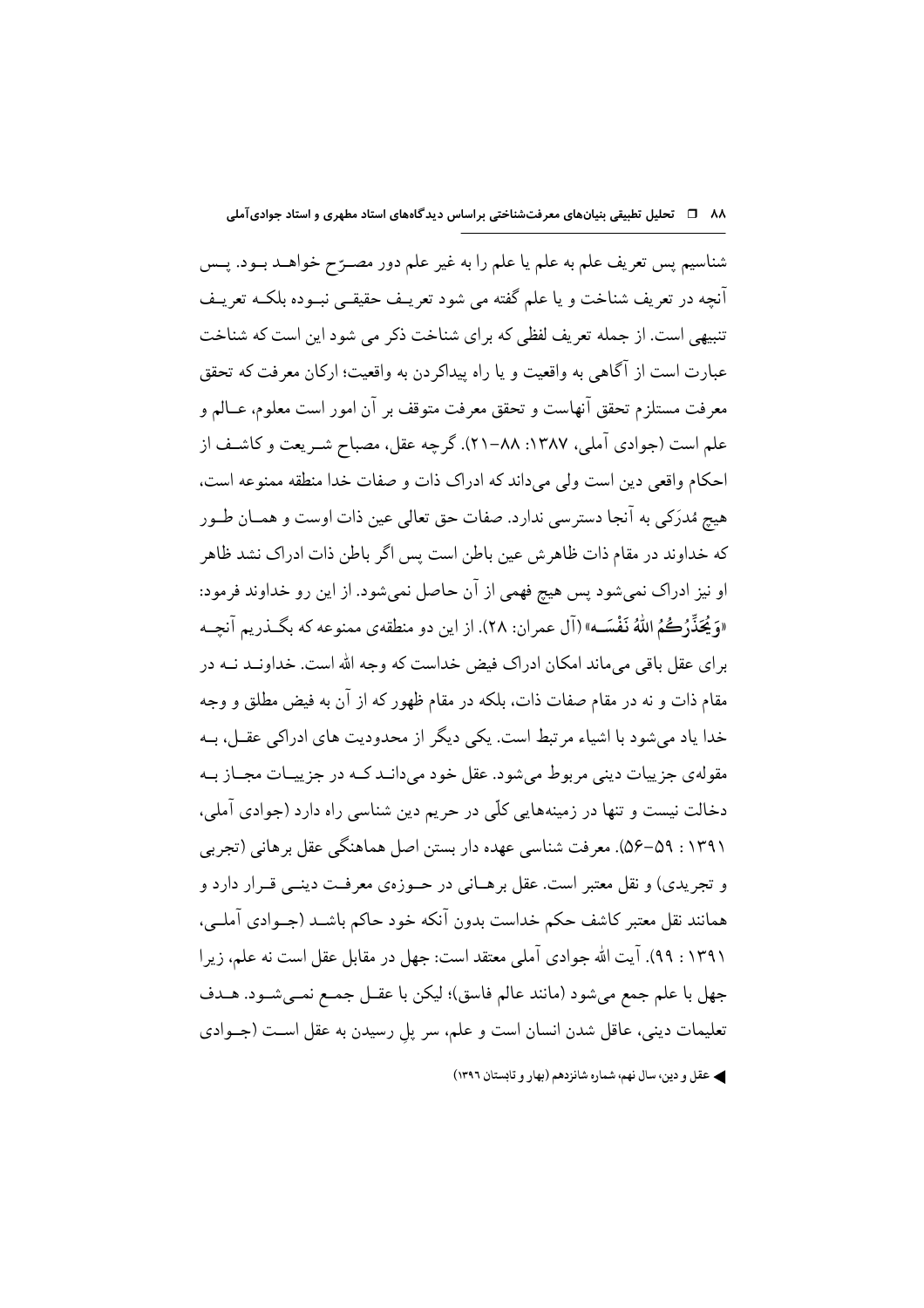شناسیم پس تعریف علم به علم یا علم را به غیر علم دور مصرّح خواهد بود. پس آنچه در تعریف شناخت و یا علم گفته می شود تعریف حقیقی نبوده بلکه تعریف تنبیهی است. از جمله تعریف لفظی که برای شناخت ذکر می شود این است که شناخت عبارت است از آگاهی به واقعیت و یا راه پیداکردن به واقعیت؛ ارکان معرفت که تحقق معرفت مستلزم تحقق آنهاست و تحقق معرفت متوقف بر آن امور است معلوم، عالم و علم است (جوادی آملی، ۱۳۸۷: ۸۸-۲۱). گرچه عقل، مصباح شریعت و کاشف از احکام واقعی دین است ولی می‌داند که ادراک ذات و صفات خدا منطقه ممنوعه است، هیچ مُدرَکی به آنجا دسترسی ندارد. صفات حق تعالی عین ذات اوست و همان طور که خداوند در مقام ذات ظاهرش عین باطن است پس اگر باطن ذات ادراک نشد ظاهر او نیز ادراک نمی‌شود پس هیچ فهمی از آن حاصل نمی‌شود. از این رو خداوند فرمود: «وَيُحَذِّرُكُمُ اللّهُ نَفْسَه» (آل عمران: ۲۸). از این دو منطقه‌ی ممنوعه که بگذریم آنچه برای عقل باقی می‌ماند امکان ادراک فیض خداست که وجه الله است. خداوند نه در مقام ذات و نه در مقام صفات ذات، بلکه در مقام ظهور که از آن به فیض مطلق و وجه خدا یاد می‌شود با اشیاء مرتبط است. یکی دیگر از محدودیت های ادراکی عقل، به مقوله‌ی جزییات دینی مربوط می‌شود. عقل خود می‌داند که در جزییات مجاز به دخالت نیست و تنها در زمینه‌هایی کلّی در حریم دین شناسی راه دارد (جوادی آملی، ۱۳۹۱ : ۵۹-۵۶). معرفت شناسی عهده دار بستن اصل هماهنگی عقل برهانی (تجربی و تجریدی) و نقل معتبر است. عقل برهانی در حوزه‌ی معرفت دینی قرار دارد و همانند نقل معتبر کاشف حکم خداست بدون آنکه خود حاکم باشد (جوادی آملی، ۱۳۹۱ : ۹۹). آیت الله جوادی آملی معتقد است: جهل در مقابل عقل است نه علم، زیرا جهل با علم جمع می‌شود (مانند عالم فاسق)؛ لیکن با عقل جمع نمی‌شود. هدف تعلیمات دینی، عاقل شدن انسان است و علم، سر پل رسیدن به عقل است (جوادی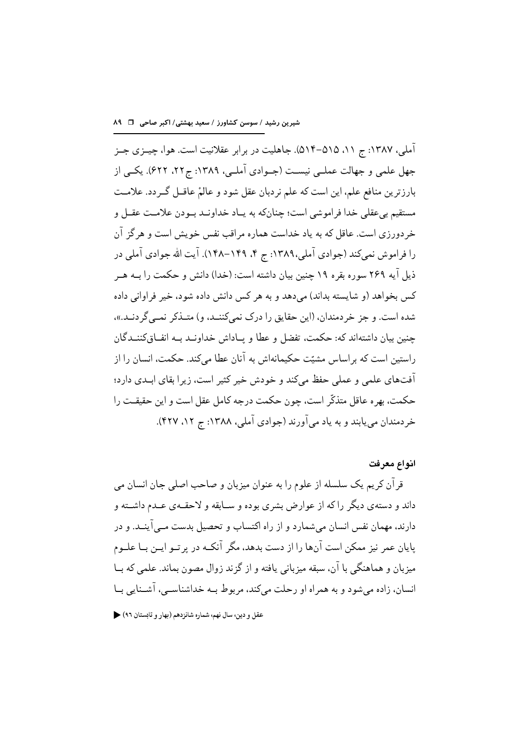آملی، ۱۳۸۷: ج ۱۱، ۵۱۵-۵۱۴). جاهلیت در برابر عقلانیت است. هوا، چیـزی جـز جهل علمی و جهالت عملـی نیسـت (جـوادی آملـی، ۱۳۸۹: ج۲۲، ۶۲۲). یکـی از بارزترین منافع علم، این است که علم نردبان عقل شود و عالمْ عاقـل گـردد. علامـت مستقیم بی‌عقلی خدا فراموشی است؛ چنان‌که به یـاد خداونـد بـودن علامـت عقـل و خردورزی است. عاقل که به یاد خداست همواره مراقب نفس خویش است و هرگز آن را فراموش نمی‌کند (جوادی آملی،۱۳۸۹: ج ۴، ۱۴۹-۱۴۸). آیت الله جوادی آملی در ذیل آیه ۲۶۹ سوره بقره ۱۹ چنین بیان داشته است: (خدا) دانش و حکمت را بـه هـر کس بخواهد (و شایسته بداند) می‌دهد و به هر کس دانش داده شود، خیر فراوانی داده شده است. و جز خردمندان، (این حقایق را درک نمی‌کننـد، و) متـذکر نمـی‌گردنـد.»، چنین بیان داشته‌اند که: حکمت، تفضل و عطا و پـاداش خداونـد بـه انفـاق‌کننـدگان راستین است که براساس مشیّت حکیمانه‌اش به آنان عطا می‌کند. حکمت، انسان را از آفت‌های علمی و عملی حفظ می‌کند و خودش خیر کثیر است، زیرا بقای ابـدی دارد؛ حکمت، بهره عاقل متذکّر است، چون حکمت درجه کامل عقل است و این حقیقـت را خردمندان می‌یابند و به یاد می‌آورند (جوادی آملی، ۱۳۸۸: ج ۱۲، ۴۲۷).

### انواع معرفت

قرآن کریم یک سلسله از علوم را به عنوان میزبان و صاحب اصلی جان انسان می داند و دسته‌ی دیگر را که از عوارض بشری بوده و سـابقه و لاحقـه‌ی عـدم داشـته و دارند، مهمان نفس انسان می‌شمارد و از راه اکتساب و تحصیل بدست مـی‌آینـد. و در پایان عمر نیز ممکن است آن‌ها را از دست بدهد، مگر آنکـه در پرتـو ایـن بـا علـوم میزبان و هماهنگی با آن، سبقه میزبانی یافته و از گزند زوال مصون بماند. علمی که بـا انسان، زاده می‌شود و به همراه او رحلت می‌کند، مربوط بـه خداشناسـی، آشـنایی بـا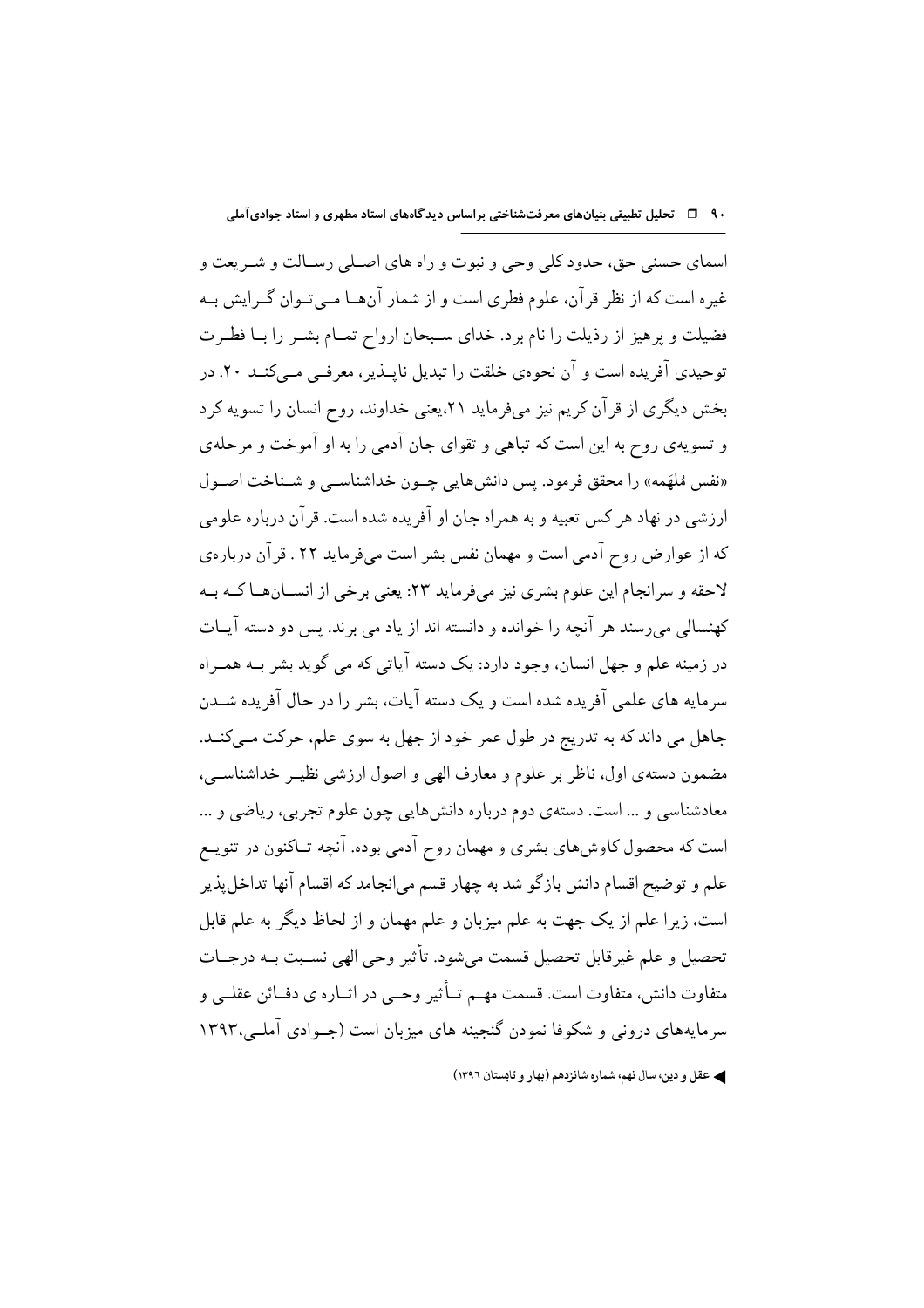اسمای حسنی حق، حدود کلی وحی و نبوت و راه های اصلی رسالت و شریعت و غیره است که از نظر قرآن، علوم فطری است و از شمار آن‌ها می‌توان گرایش به فضیلت و پرهیز از رذیلت را نام برد. خدای سبحان ارواح تمام بشر را با فطرت توحیدی آفریده است و آن نحوه‌ی خلقت را تبدیل ناپذیر، معرفی می‌کند ۲۰. در بخش دیگری از قرآن کریم نیز می‌فرماید ۲۱،یعنی خداوند، روح انسان را تسویه کرد و تسویه‌ی روح به این است که تباهی و تقوای جان آدمی را به او آموخت و مرحله‌ی «نفس مُلهَمه» را محقق فرمود. پس دانش‌هایی چون خداشناسی و شناخت اصول ارزشی در نهاد هر کس تعبیه و به همراه جان او آفریده شده است. قرآن درباره علومی که از عوارض روح آدمی است و مهمان نفس بشر است می‌فرماید ۲۲ . قرآن درباره‌ی لاحقه و سرانجام این علوم بشری نیز می‌فرماید ۲۳: یعنی برخی از انسان‌ها که به کهنسالی می‌رسند هر آنچه را خوانده و دانسته اند از یاد می برند. پس دو دسته آیات در زمینه علم و جهل انسان، وجود دارد: یک دسته آیاتی که می گوید بشر به همراه سرمایه های علمی آفریده شده است و یک دسته آیات، بشر را در حال آفریده شدن جاهل می داند که به تدریج در طول عمر خود از جهل به سوی علم، حرکت می‌کند. مضمون دسته‌ی اول، ناظر بر علوم و معارف الهی و اصول ارزشی نظیر خداشناسی، معادشناسی و ... است. دسته‌ی دوم درباره دانش‌هایی چون علوم تجربی، ریاضی و ... است که محصول کاوش‌های بشری و مهمان روح آدمی بوده. آنچه تاکنون در تنویع علم و توضیح اقسام دانش بازگو شد به چهار قسم می‌انجامد که اقسام آنها تداخل‌پذیر است، زیرا علم از یک جهت به علم میزبان و علم مهمان و از لحاظ دیگر به علم قابل تحصیل و علم غیرقابل تحصیل قسمت می‌شود. تأثیر وحی الهی نسبت به درجات متفاوت دانش، متفاوت است. قسمت مهم تأثیر وحی در اثاره ی دفائن عقلی و سرمایه‌های درونی و شکوفا نمودن گنجینه های میزبان است (جوادی آملی،۱۳۹۳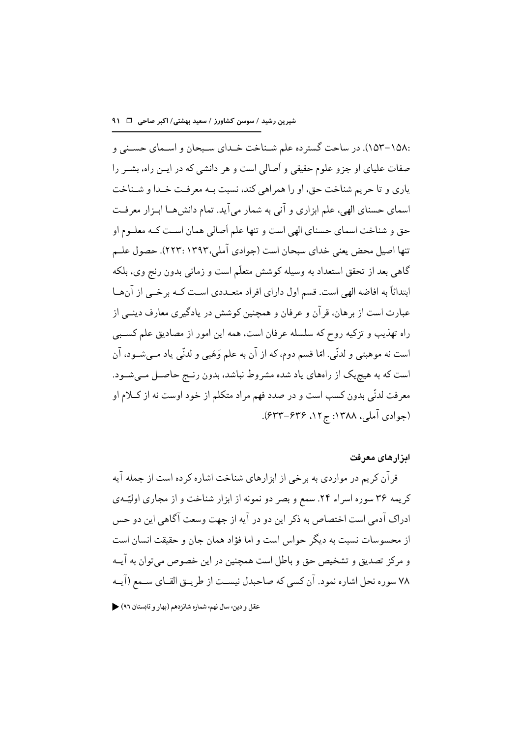:۱۵۸-۱۵۳). در ساحت گسترده علم شناخت خدای سبحان و اسمای حسنی و صفات علیای او جزو علوم حقیقی و اَصالی است و هر دانشی که در این راه، بشر را یاری و تا حریم شناخت حق، او را همراهی کند، نسبت به معرفت خدا و شناخت اسمای حسنای الهی، علم ابزاری و آنی به شمار می‌آید. تمام دانش‌ها ابزار معرفت حق و شناخت اسمای حسنای الهی است و تنها علم اَصالی همان است که معلوم او تنها اصیل محض یعنی خدای سبحان است (جوادی آملی،۱۳۹۳ :۲۲۳). حصول علم گاهی بعد از تحقق استعداد به وسیله کوشش متعلّم است و زمانی بدون رنج وی، بلکه ابتدائاً به افاضه الهی است. قسم اول دارای افراد متعددی است که برخی از آن‌ها عبارت است از برهان، قرآن و عرفان و همچنین کوشش در یادگیری معارف دینی از راه تهذیب و تزکیه روح که سلسله عرفان است، همه این امور از مصادیق علم کسبی است نه موهبتی و لدنّی. امّا قسم دوم، که از آن به علم وَهَبی و لدنّی یاد می‌شود، آن است که به هیچ‌یک از راه‌های یاد شده مشروط نباشد، بدون رنج حاصل می‌شود. معرفت لدنّی بدون کسب است و در صدد فهم مراد متکلم از خود اوست نه از کلام او (جوادی آملی، ۱۳۸۸: ج ۱۲، ۶۳۶-۶۳۳).

### ابزارهای معرفت

قرآن کریم در مواردی به برخی از ابزارهای شناخت اشاره کرده است از جمله آیه کریمه ۳۶ سوره اسراء ۲۴. سمع و بصر دو نمونه از ابزار شناخت و از مجاری اولیّه‌ی ادراک آدمی است اختصاص به ذکر این دو در آیه از جهت وسعت آگاهی این دو حس از محسوسات نسبت به دیگر حواس است و اما فؤاد همان جان و حقیقت انسان است و مرکز تصدیق و تشخیص حق و باطل است همچنین در این خصوص می‌توان به آیه ۷۸ سوره نحل اشاره نمود. آن کسی که صاحبدل نیست از طریق القای سمع (آیه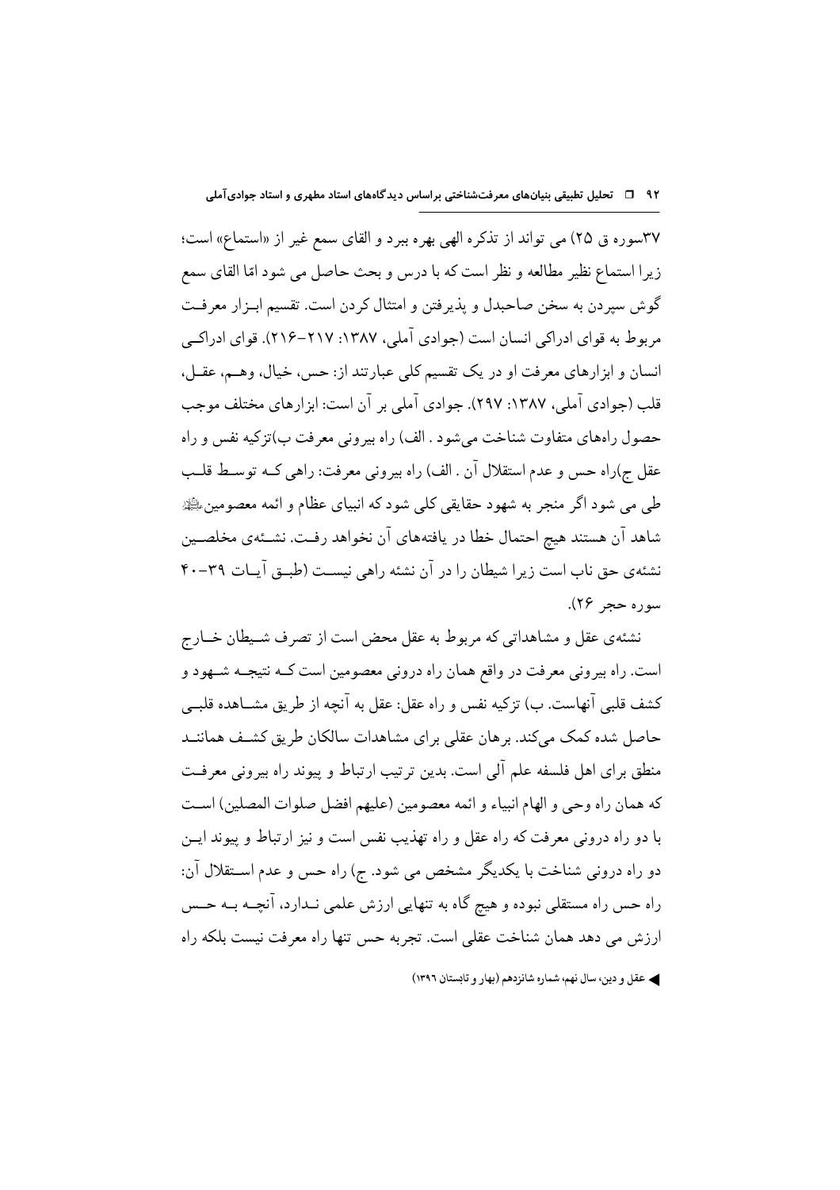۳۷سوره ق ۲۵) می تواند از تذکره الهی بهره ببرد و القای سمع غیر از «استماع» است؛ زیرا استماع نظیر مطالعه و نظر است که با درس و بحث حاصل می شود امّا القای سمع گوش سپردن به سخن صاحبدل و پذیرفتن و امتثال کردن است. تقسیم ابـزار معرفـت مربوط به قوای ادراکی انسان است (جوادی آملی، ۱۳۸۷: ۲۱۷-۲۱۶). قوای ادراکـی انسان و ابزارهای معرفت او در یک تقسیم کلی عبارتند از: حس، خیال، وهـم، عقـل، قلب (جوادی آملی، ۱۳۸۷: ۲۹۷). جوادی آملی بر آن است: ابزارهای مختلف موجب حصول راه‌های متفاوت شناخت می‌شود . الف) راه بیرونی معرفت ب)تزکیه نفس و راه عقل ج)راه حس و عدم استقلال آن . الف) راه بیرونی معرفت: راهی کـه توسـط قلـب طی می شود اگر منجر به شهود حقایقی کلی شود که انبیای عظام و ائمه معصومین علیهم السلام شاهد آن هستند هیچ احتمال خطا در یافته‌های آن نخواهد رفـت. نشـئه‌ی مخلصـین نشئه‌ی حق ناب است زیرا شیطان را در آن نشئه راهی نیسـت (طبـق آیـات ۳۹-۴۰ سوره حجر ۲۶).

نشئه‌ی عقل و مشاهداتی که مربوط به عقل محض است از تصرف شـیطان خـارج است. راه بیرونی معرفت در واقع همان راه درونی معصومین است کـه نتیجـه شـهود و کشف قلبی آنهاست. ب) تزکیه نفس و راه عقل: عقل به آنچه از طریق مشـاهده قلبـی حاصل شده کمک می‌کند. برهان عقلی برای مشاهدات سالکان طریق کشـف هماننـد منطق برای اهل فلسفه علم آلی است. بدین ترتیب ارتباط و پیوند راه بیرونی معرفـت که همان راه وحی و الهام انبیاء و ائمه معصومین (علیهم افضل صلوات المصلین) اسـت با دو راه درونی معرفت که راه عقل و راه تهذیب نفس است و نیز ارتباط و پیوند ایـن دو راه درونی شناخت با یکدیگر مشخص می شود. ج) راه حس و عدم اسـتقلال آن: راه حس راه مستقلی نبوده و هیچ گاه به تنهایی ارزش علمی نـدارد، آنچـه بـه حـس ارزش می دهد همان شناخت عقلی است. تجربه حس تنها راه معرفت نیست بلکه راه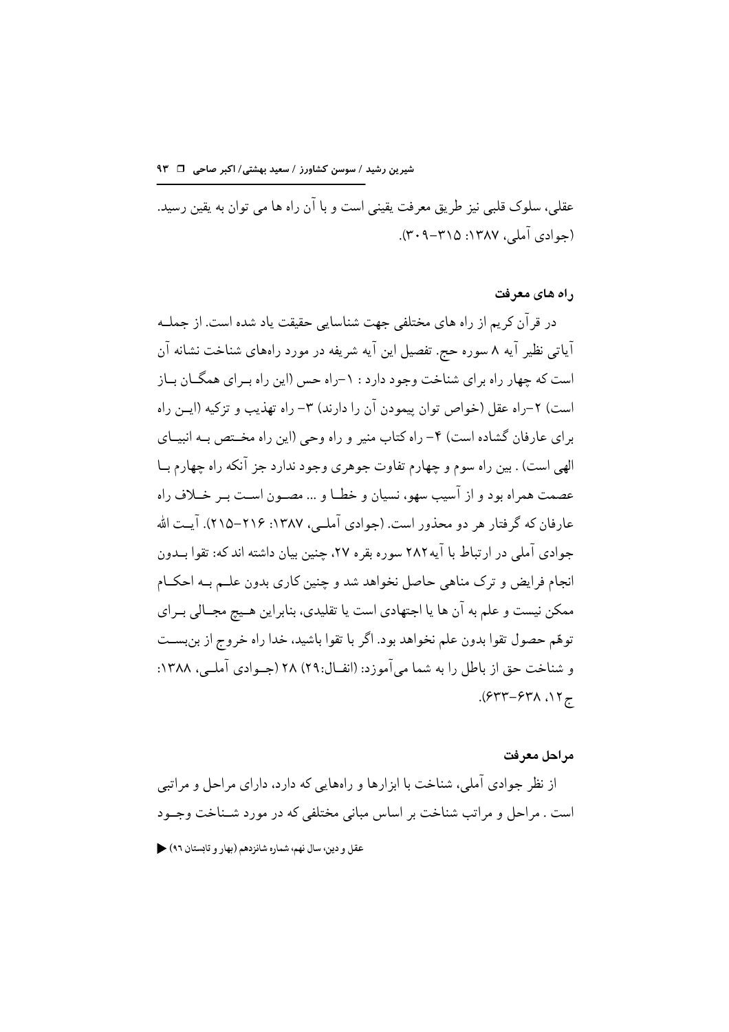عقلی، سلوک قلبی نیز طریق معرفت یقینی است و با آن راه ها می توان به یقین رسید. (جوادی آملی، ۱۳۸۷: ۳۱۵-۳۰۹).

### راه های معرفت

در قرآن کریم از راه های مختلفی جهت شناسایی حقیقت یاد شده است. از جمله آیاتی نظیر آیه ۸ سوره حج. تفصیل این آیه شریفه در مورد راه‌های شناخت نشانه آن است که چهار راه برای شناخت وجود دارد : ۱-راه حس (این راه برای همگان باز است) ۲-راه عقل (خواص توان پیمودن آن را دارند) ۳- راه تهذیب و تزکیه (این راه برای عارفان گشاده است) ۴- راه کتاب منیر و راه وحی (این راه مختص به انبیای الهی است) . بین راه سوم و چهارم تفاوت جوهری وجود ندارد جز آنکه راه چهارم با عصمت همراه بود و از آسیب سهو، نسیان و خطا و ... مصون است بر خلاف راه عارفان که گرفتار هر دو محذور است. (جوادی آملی، ۱۳۸۷: ۲۱۶-۲۱۵). آیت الله جوادی آملی در ارتباط با آیه۲۸۲ سوره بقره ۲۷، چنین بیان داشته اند که: تقوا بدون انجام فرایض و ترک مناهی حاصل نخواهد شد و چنین کاری بدون علم به احکام ممکن نیست و علم به آن ها یا اجتهادی است یا تقلیدی، بنابراین هیچ مجالی برای توهّم حصول تقوا بدون علم نخواهد بود. اگر با تقوا باشید، خدا راه خروج از بن‌بست و شناخت حق از باطل را به شما می‌آموزد: (انفال:۲۹) ۲۸ (جوادی آملی، ۱۳۸۸: ج۱۲، ۶۳۸-۶۳۳).

### مراحل معرفت

از نظر جوادی آملی، شناخت با ابزارها و راههایی که دارد، دارای مراحل و مراتبی است . مراحل و مراتب شناخت بر اساس مبانی مختلفی که در مورد شناخت وجود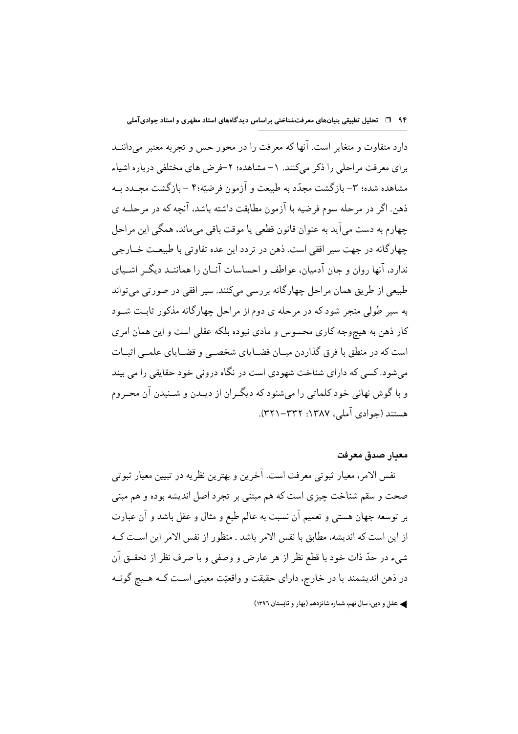دارد متفاوت و متغایر است. آنها که معرفت را در محور حس و تجربه معتبر می‌دانند برای معرفت مراحلی را ذکر می‌کنند. ۱- مشاهده؛ ۲-فرض های مختلفی درباره اشیاء مشاهده شده؛ ۳- بازگشت مجدّد به طبیعت و آزمون فرضیّه؛۴ - بازگشت مجدد به ذهن. اگر در مرحله سوم فرضیه با آزمون مطابقت داشته باشد، آنچه که در مرحله ی چهارم به دست می‌آید به عنوان قانون قطعی یا موقت باقی می‌ماند، همگی این مراحل چهارگانه در جهت سیر افقی است. ذهن در تردد این عده تفاوتی با طبیعت خارجی ندارد، آنها روان و جان آدمیان، عواطف و احساسات آنان را همانند دیگر اشیای طبیعی از طریق همان مراحل چهارگانه بررسی می‌کنند. سیر افقی در صورتی می‌تواند به سیر طولی منجر شود که در مرحله ی دوم از مراحل چهارگانه مذکور ثابت شود کار ذهن به هیچ‌وجه کاری محسوس و مادی نبوده بلکه عقلی است و این همان امری است که در منطق با فرق گذاردن میان قضایای شخصی و قضایای علمی اثبات می‌شود. کسی که دارای شناخت شهودی است در نگاه درونی خود حقایقی را می بیند و با گوش نهانی خود کلماتی را می‌شنود که دیگران از دیدن و شنیدن آن محروم هستند (جوادی آملی، ۱۳۸۷: ۳۳۲-۳۲۱).

## معیار صدق معرفت

نفس الامر، معیار ثبوتی معرفت است. آخرین و بهترین نظریه در تبیین معیار ثبوتی صحت و سقم شناخت چیزی است که هم مبتنی بر تجرد اصل اندیشه بوده و هم مبنی بر توسعه جهان هستی و تعمیم آن نسبت به عالم طبع و مثال و عقل باشد و آن عبارت از این است که اندیشه، مطابق با نفس الامر باشد . منظور از نفس الامر این است که شیء در حدّ ذات خود با قطع نظر از هر عارض و وصفی و با صرف نظر از تحقق آن در ذهن اندیشمند یا در خارج، دارای حقیقت و واقعیّت معینی است که هیچ گونه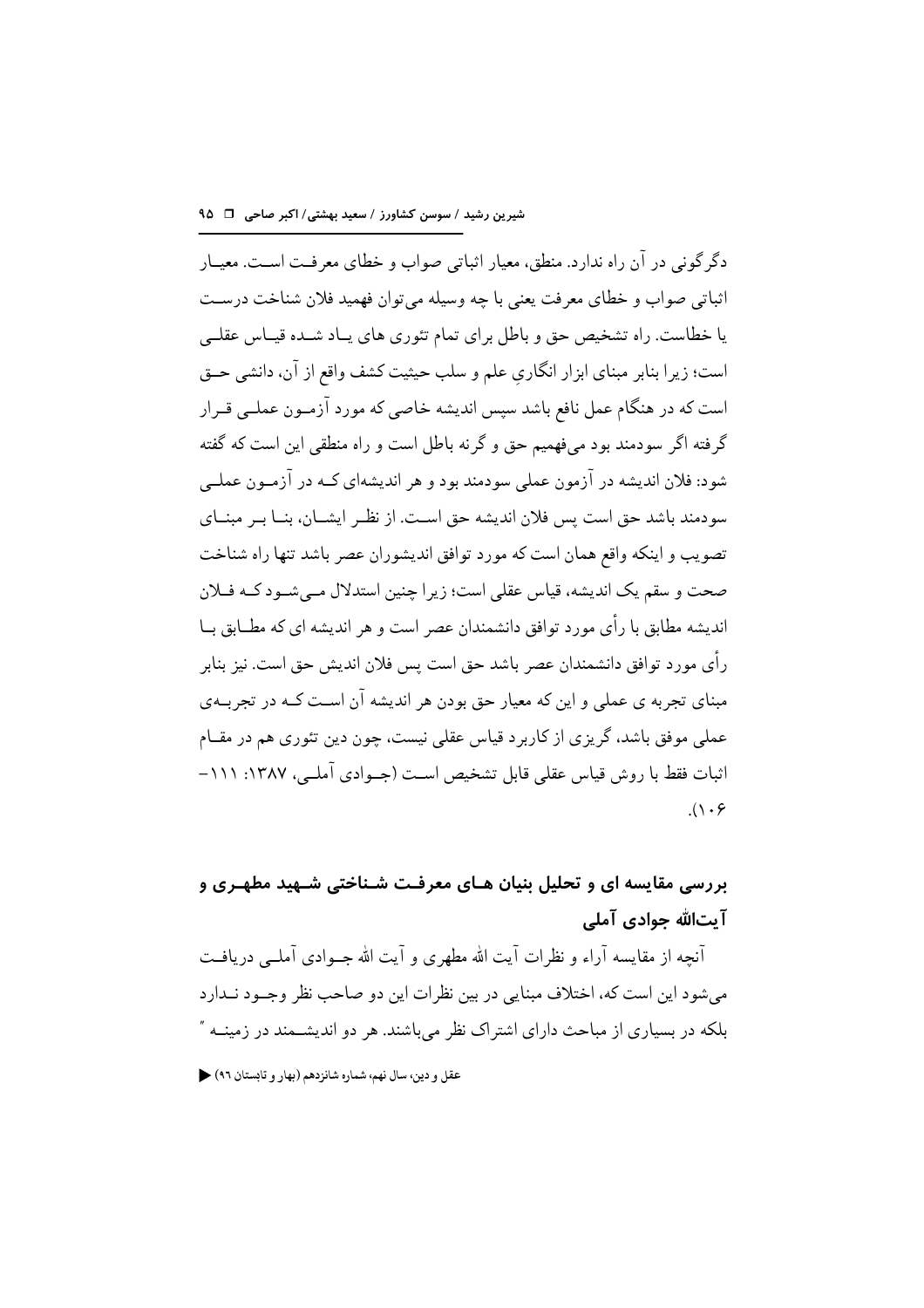دگرگونی در آن راه ندارد. منطق، معیار اثباتی صواب و خطای معرفت اسـت. معیـار اثباتی صواب و خطای معرفت یعنی با چه وسیله می‌توان فهمید فلان شناخت درسـت یا خطاست. راه تشخیص حق و باطل برای تمام تئوری های یـاد شـده قیـاس عقلـی است؛ زیرا بنابر مبنای ابزار انگاریِ علم و سلب حیثیت کشف واقع از آن، دانشی حـق است که در هنگام عمل نافع باشد سپس اندیشه خاصی که مورد آزمـون عملـی قـرار گرفته اگر سودمند بود می‌فهمیم حق و گرنه باطل است و راه منطقی این است که گفته شود: فلان اندیشه در آزمون عملی سودمند بود و هر اندیشه‌ای کـه در آزمـون عملـی سودمند باشد حق است پس فلان اندیشه حق اسـت. از نظـر ایشـان، بنـا بـر مبنـای تصویب و اینکه واقع همان است که مورد توافق اندیشوران عصر باشد تنها راه شناخت صحت و سقم یک اندیشه، قیاس عقلی است؛ زیرا چنین استدلال مـی‌شـود کـه فـلان اندیشه مطابق با رأی مورد توافق دانشمندان عصر است و هر اندیشه ای که مطـابق بـا رأی مورد توافق دانشمندان عصر باشد حق است پس فلان اندیش حق است. نیز بنابر مبنای تجربه ی عملی و این که معیار حق بودن هر اندیشه آن اسـت کـه در تجربـه‌ی عملی موفق باشد، گریزی از کاربرد قیاس عقلی نیست، چون دین تئوری هم در مقـام اثبات فقط با روش قیاس عقلی قابل تشخیص اسـت (جـوادی آملـی، ۱۳۸۷: ۱۱۱-۱۰۶).

## بررسی مقایسه ای و تحلیل بنیان هـای معرفـت شـناختی شـهید مطهـری و آیت‌الله جوادی آملی

آنچه از مقایسه آراء و نظرات آیت الله مطهری و آیت الله جـوادی آملـی دریافـت می‌شود این است که، اختلاف مبنایی در بین نظرات این دو صاحب نظر وجـود نـدارد بلکه در بسیاری از مباحث دارای اشتراک نظر می‌باشند. هر دو اندیشـمند در زمینـه "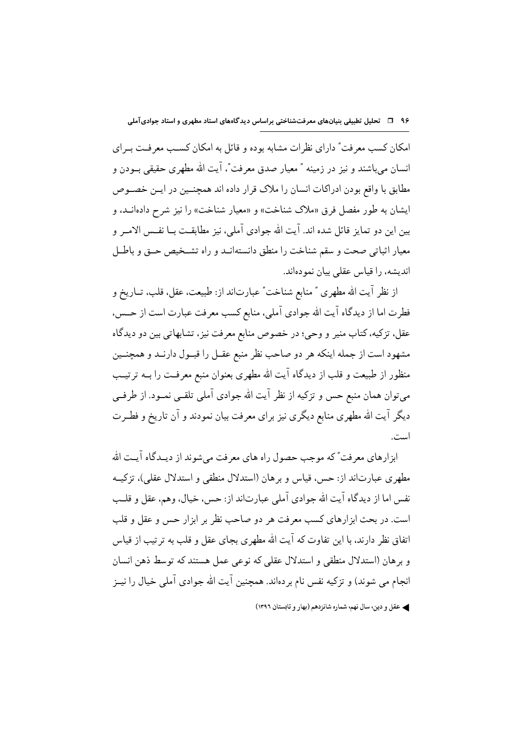امکان کسب معرفت" دارای نظرات مشابه بوده و قائل به امکان کسب معرفت برای انسان می‌باشند و نیز در زمینه " معیار صدق معرفت"، آیت الله مطهری حقیقی بودن و مطابق با واقع بودن ادراکات انسان را ملاک قرار داده اند همچنین در این خصوص ایشان به طور مفصل فرق «ملاک شناخت» و «معیار شناخت» را نیز شرح داده‌اند، و بین این دو تمایز قائل شده اند. آیت الله جوادی آملی، نیز مطابقت با نفس الامر و معیار اثباتی صحت و سقم شناخت را منطق دانسته‌اند و راه تشخیص حق و باطل اندیشه، را قیاس عقلی بیان نموده‌اند.

از نظر آیت الله مطهری " منابع شناخت" عبارت‌اند از: طبیعت، عقل، قلب، تاریخ و فطرت اما از دیدگاه آیت الله جوادی آملی، منابع کسب معرفت عبارت است از حس، عقل، تزکیه، کتاب منیر و وحی؛ در خصوص منابع معرفت نیز، تشابهاتی بین دو دیدگاه مشهود است از جمله اینکه هر دو صاحب نظر منبع عقل را قبول دارند و همچنین منظور از طبیعت و قلب از دیدگاه آیت الله مطهری بعنوان منبع معرفت را به ترتیب می‌توان همان منبع حس و تزکیه از نظر آیت الله جوادی آملی تلقی نمود. از طرفی دیگر آیت الله مطهری منابع دیگری نیز برای معرفت بیان نمودند و آن تاریخ و فطرت است.

ابزارهای معرفت" که موجب حصول راه های معرفت می‌شوند از دیدگاه آیت الله مطهری عبارت‌اند از: حس، قیاس و برهان (استدلال منطقی و استدلال عقلی)، تزکیه نفس اما از دیدگاه آیت الله جوادی آملی عبارت‌اند از: حس، خیال، وهم، عقل و قلب است. در بحث ابزارهای کسب معرفت هر دو صاحب نظر بر ابزار حس و عقل و قلب اتفاق نظر دارند، با این تفاوت که آیت الله مطهری بجای عقل و قلب به ترتیب از قیاس و برهان (استدلال منطقی و استدلال عقلی که نوعی عمل هستند که توسط ذهن انسان انجام می شوند) و تزکیه نفس نام برده‌اند. همچنین آیت الله جوادی آملی خیال را نیز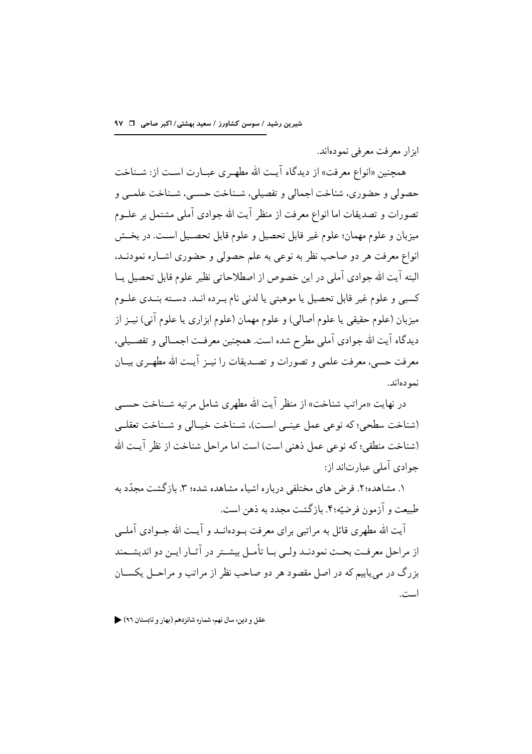ابزار معرفت معرفی نموده‌اند.

همچنین «انواع معرفت» از دیدگاه آیت الله مطهری عبارت است از: شناخت حصولی و حضوری، شناخت اجمالی و تفصیلی، شناخت حسی، شناخت علمی و تصورات و تصدیقات اما انواع معرفت از منظر آیت الله جوادی آملی مشتمل بر علوم میزبان و علوم مهمان؛ علوم غیر قابل تحصیل و علوم قابل تحصیل است. در بخش انواع معرفت هر دو صاحب نظر به نوعی به علم حصولی و حضوری اشاره نمودند، البته آیت الله جوادی آملی در این خصوص از اصطلاحاتی نظیر علوم قابل تحصیل یا کسبی و علوم غیر قابل تحصیل یا موهبتی یا لدنی نام برده اند. دسته بندی علوم میزبان (علوم حقیقی یا علوم اَصالی) و علوم مهمان (علوم ابزاری یا علوم آنی) نیز از دیدگاه آیت الله جوادی آملی مطرح شده است. همچنین معرفت اجمالی و تفصیلی، معرفت حسی، معرفت علمی و تصورات و تصدیقات را نیز آیت الله مطهری بیان نموده‌اند.

در نهایت «مراتب شناخت» از منظر آیت الله مطهری شامل مرتبه شناخت حسی (شناخت سطحی؛ که نوعی عمل عینی است)، شناخت خیالی و شناخت تعقلی (شناخت منطقی؛ که نوعی عمل ذهنی است) است اما مراحل شناخت از نظر آیت الله جوادی آملی عبارت‌اند از:

۱. مشاهده؛۲. فرض های مختلفی درباره اشیاء مشاهده شده؛ ۳. بازگشت مجدّد به طبیعت و آزمون فرضیّه؛۴. بازگشت مجدد به ذهن است.

آیت الله مطهری قائل به مراتبی برای معرفت بوده‌اند و آیت الله جوادی آملی از مراحل معرفت بحث نمودند ولی با تأمل بیشتر در آثار این دو اندیشمند بزرگ در می‌یابیم که در اصل مقصود هر دو صاحب نظر از مراتب و مراحل یکسان است.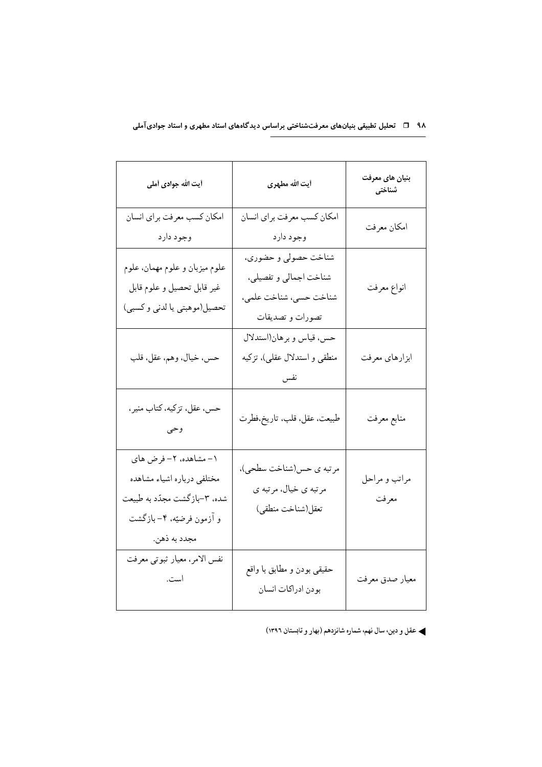| بنیان های معرفت شناختی | آیت الله مطهری | آیت الله جوادی آملی |
| --- | --- | --- |
| امکان معرفت | امکان کسب معرفت برای انسان وجود دارد | امکان کسب معرفت برای انسان وجود دارد |
| انواع معرفت | شناخت حصولی و حضوری، شناخت اجمالی و تفصیلی، شناخت حسی، شناخت علمی، تصورات و تصدیقات | علوم میزبان و علوم مهمان، علوم غیر قابل تحصیل و علوم قابل تحصیل(موهبتی یا لدنی و کسبی) |
| ابزارهای معرفت | حس، قیاس و برهان(استدلال منطقی و استدلال عقلی)، تزکیه نفس | حس، خیال، وهم، عقل، قلب |
| منابع معرفت | طبیعت، عقل، قلب، تاریخ،فطرت | حس، عقل، تزکیه، کتاب منیر، وحی |
| مراتب و مراحل معرفت | مرتبه ی حس(شناخت سطحی)، مرتبه ی خیال، مرتبه ی تعقل(شناخت منطقی) | ۱– مشاهده، ۲– فرض های مختلفی درباره اشیاء مشاهده شده، ۳–بازگشت مجدّد به طبیعت و آزمون فرضیّه، ۴– بازگشت مجدد به ذهن. |
| معیار صدق معرفت | حقیقی بودن و مطابق با واقع بودن ادراکات انسان | نفس الامر، معیار ثبوتی معرفت است. |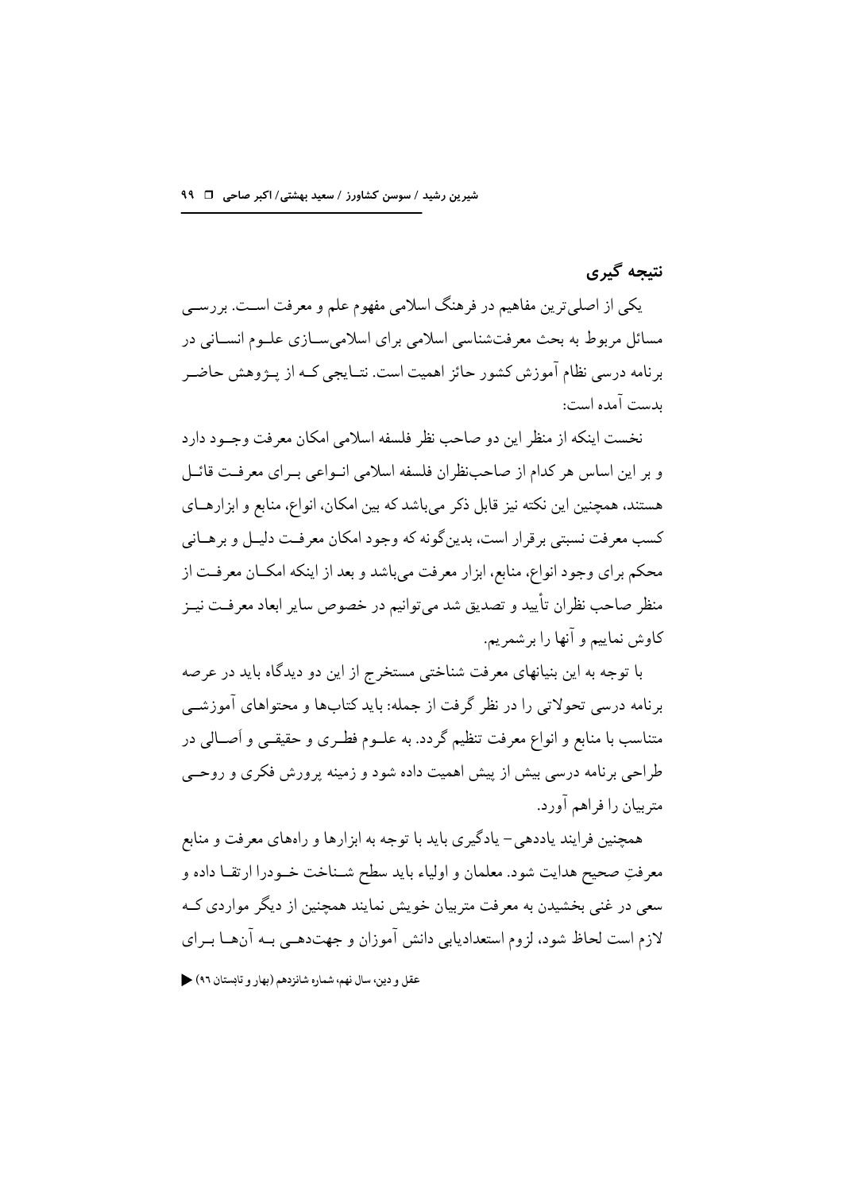## نتیجه گیری

یکی از اصلی‌ترین مفاهیم در فرهنگ اسلامی مفهوم علم و معرفت است. بررسی مسائل مربوط به بحث معرفت‌شناسی اسلامی برای اسلامی‌سازی علوم انسانی در برنامه درسی نظام آموزش کشور حائز اهمیت است. نتایجی که از پژوهش حاضر بدست آمده است:

نخست اینکه از منظر این دو صاحب نظر فلسفه اسلامی امکان معرفت وجود دارد و بر این اساس هر کدام از صاحب‌نظران فلسفه اسلامی انواعی برای معرفت قائل هستند، همچنین این نکته نیز قابل ذکر می‌باشد که بین امکان، انواع، منابع و ابزارهای کسب معرفت نسبتی برقرار است، بدین‌گونه که وجود امکان معرفت دلیل و برهانی محکم برای وجود انواع، منابع، ابزار معرفت می‌باشد و بعد از اینکه امکان معرفت از منظر صاحب نظران تأیید و تصدیق شد می‌توانیم در خصوص سایر ابعاد معرفت نیز کاوش نماییم و آنها را برشمریم.

با توجه به این بنیانهای معرفت شناختی مستخرج از این دو دیدگاه باید در عرصه برنامه درسی تحولاتی را در نظر گرفت از جمله: باید کتاب‌ها و محتواهای آموزشی متناسب با منابع و انواع معرفت تنظیم گردد. به علوم فطری و حقیقی و اَصالی در طراحی برنامه درسی بیش از پیش اهمیت داده شود و زمینه پرورش فکری و روحی متربیان را فراهم آورد.

همچنین فرایند یاددهی – یادگیری باید با توجه به ابزارها و راههای معرفت و منابع معرفتِ صحیح هدایت شود. معلمان و اولیاء باید سطح شناخت خودرا ارتقا داده و سعی در غنی بخشیدن به معرفت متربیان خویش نمایند همچنین از دیگر مواردی که لازم است لحاظ شود، لزوم استعدادیابی دانش آموزان و جهت‌دهی به آن‌ها برای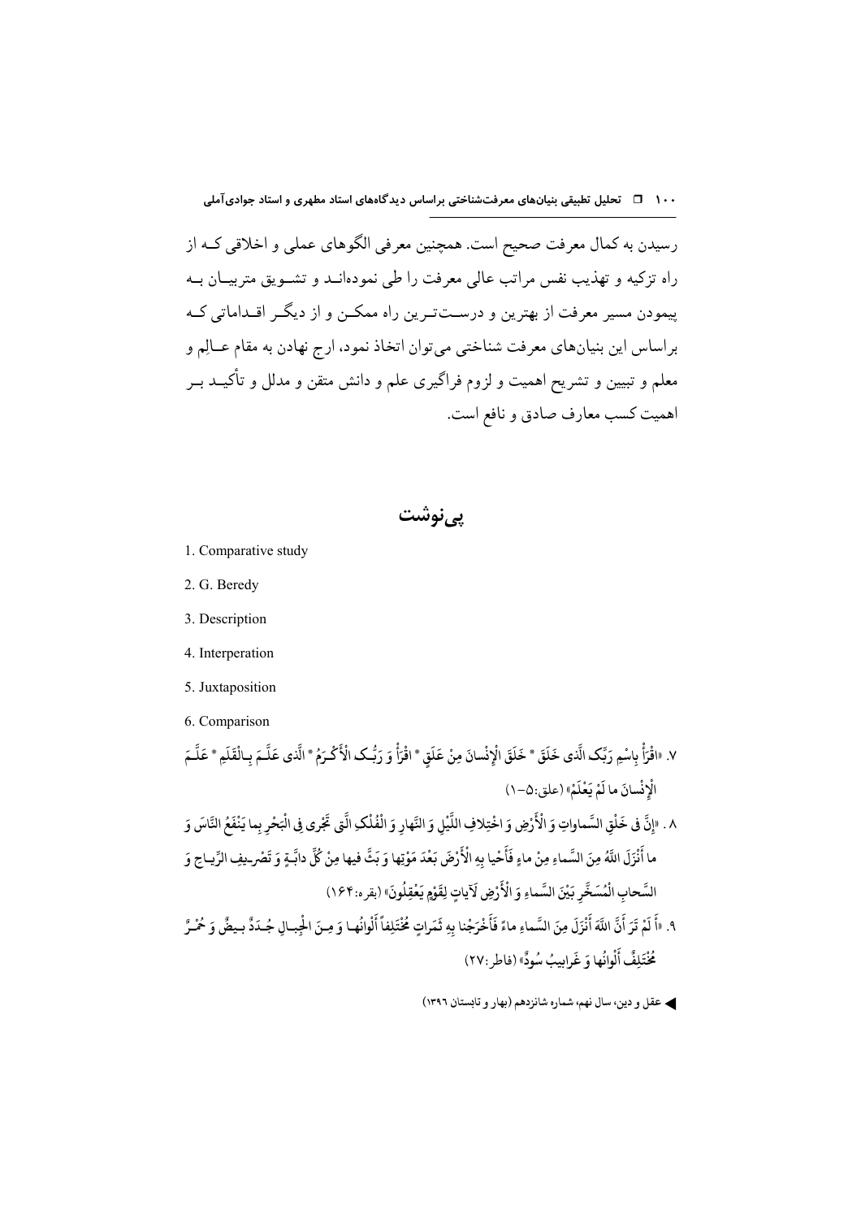رسیدن به کمال معرفت صحیح است. همچنین معرفی الگوهای عملی و اخلاقی کـه از راه تزکیه و تهذیب نفس مراتب عالی معرفت را طی نمودهانـد و تشـویق متربیـان بـه پیمودن مسیر معرفت از بهترین و درسـت‌تـرین راه ممکـن و از دیگـر اقـداماتی کـه براساس این بنیان‌های معرفت شناختی می‌توان اتخاذ نمود، ارج نهادن به مقام عـالِم و معلم و تبیین و تشریح اهمیت و لزوم فراگیری علم و دانش متقن و مدلل و تأکیـد بـر اهمیت کسب معارف صادق و نافع است.

## پی‌نوشت

1. Comparative study
2. G. Beredy
3. Description
4. Interperation
5. Juxtaposition
6. Comparison
7. «اقْرَأْ بِاسْمِ رَبِّکَ الَّذی خَلَقَ * خَلَقَ الْإِنْسانَ مِنْ عَلَقٍ * اقْرَأْ وَ رَبُّکَ الْأَکْرَمُ * الَّذی عَلَّمَ بِالْقَلَمِ * عَلَّمَ الْإِنْسانَ ما لَمْ یَعْلَمْ» (علق:۵-۱)
8. «إِنَّ فی خَلْقِ السَّماواتِ وَ الْأَرْضِ وَ اخْتِلافِ اللَّیْلِ وَ النَّهارِ وَ الْفُلْکِ الَّتی تَجْری فِی الْبَحْرِ بِما یَنْفَعُ النَّاسَ وَ ما أَنْزَلَ اللَّهُ مِنَ السَّماءِ مِنْ ماءٍ فَأَحْیا بِهِ الْأَرْضَ بَعْدَ مَوْتِها وَ بَثَّ فیها مِنْ کُلِّ دابَّةٍ وَ تَصْریفِ الرِّیاحِ وَ السَّحابِ الْمُسَخَّرِ بَیْنَ السَّماءِ وَ الْأَرْضِ لَآیاتٍ لِقَوْمٍ یَعْقِلُونَ» (بقره:۱۶۴)
9. «أَ لَمْ تَرَ أَنَّ اللَّهَ أَنْزَلَ مِنَ السَّماءِ ماءً فَأَخْرَجْنا بِهِ ثَمَراتٍ مُخْتَلِفاً أَلْوانُها وَ مِنَ الْجِبالِ جُدَدٌ بیضٌ وَ حُمْرٌ مُخْتَلِفٌ أَلْوانُها وَ غَرابیبُ سُودٌ» (فاطر:۲۷)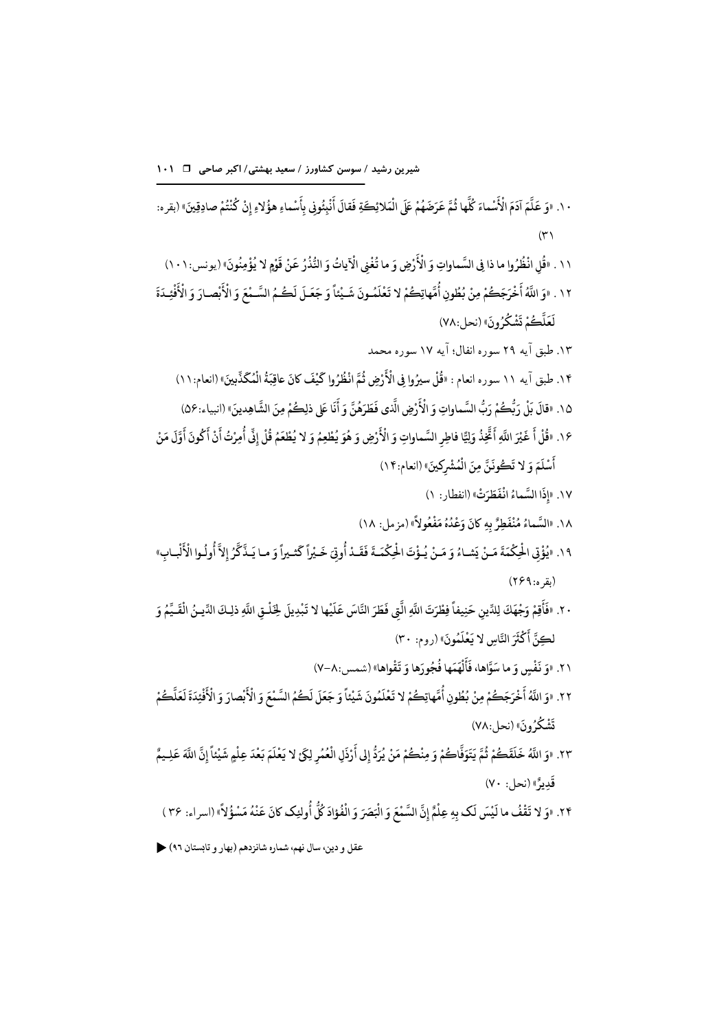۱۰. «وَ عَلَّمَ آدَمَ الْأَسْماءَ كُلَّها ثُمَّ عَرَضَهُمْ عَلَى الْمَلائِكَةِ فَقالَ أَنْبِئُونِي بِأَسْماءِ هؤُلاءِ إِنْ كُنْتُمْ صادِقِينَ» (بقره: ۳۱)

۱۱. «قُلِ انْظُرُوا ما ذا فِي السَّماواتِ وَ الْأَرْضِ وَ ما تُغْنِي الْآياتُ وَ النُّذُرُ عَنْ قَوْمٍ لا يُؤْمِنُونَ» (یونس: ۱۰۱)

۱۲. «وَ اللَّهُ أَخْرَجَكُمْ مِنْ بُطُونِ أُمَّهاتِكُمْ لا تَعْلَمُونَ شَيْئاً وَ جَعَلَ لَكُمُ السَّمْعَ وَ الْأَبْصارَ وَ الْأَفْئِدَةَ لَعَلَّكُمْ تَشْكُرُونَ» (نحل: ۷۸)

۱۳. طبق آیه ۲۹ سوره انفال؛ آیه ۱۷ سوره محمد

۱۴. طبق آیه ۱۱ سوره انعام: «قُلْ سِيرُوا فِي الْأَرْضِ ثُمَّ انْظُرُوا كَيْفَ كانَ عاقِبَةُ الْمُكَذِّبِينَ» (انعام: ۱۱)

۱۵. «قالَ بَلْ رَبُّكُمْ رَبُّ السَّماواتِ وَ الْأَرْضِ الَّذِي فَطَرَهُنَّ وَ أَنَا عَلى ذلِكُمْ مِنَ الشَّاهِدِينَ» (انبیاء: ۵۶)

۱۶. «قُلْ أَ غَيْرَ اللَّهِ أَتَّخِذُ وَلِيًّا فاطِرِ السَّماواتِ وَ الْأَرْضِ وَ هُوَ يُطْعِمُ وَ لا يُطْعَمُ قُلْ إِنِّي أُمِرْتُ أَنْ أَكُونَ أَوَّلَ مَنْ أَسْلَمَ وَ لا تَكُونَنَّ مِنَ الْمُشْرِكِينَ» (انعام: ۱۴)

۱۷. «إِذَا السَّماءُ انْفَطَرَتْ» (انفطار: ۱)

۱۸. «السَّماءُ مُنْفَطِرٌ بِهِ كانَ وَعْدُهُ مَفْعُولاً» (مزمل: ۱۸)

۱۹. «يُؤْتِي الْحِكْمَةَ مَنْ يَشاءُ وَ مَنْ يُؤْتَ الْحِكْمَةَ فَقَدْ أُوتِيَ خَيْراً كَثِيراً وَ ما يَذَّكَّرُ إِلاَّ أُولُوا الْأَلْبابِ» (بقره: ۲۶۹)

۲۰. «فَأَقِمْ وَجْهَكَ لِلدِّينِ حَنِيفاً فِطْرَتَ اللَّهِ الَّتِي فَطَرَ النَّاسَ عَلَيْها لا تَبْدِيلَ لِخَلْقِ اللَّهِ ذلِكَ الدِّينُ الْقَيِّمُ وَ لكِنَّ أَكْثَرَ النَّاسِ لا يَعْلَمُونَ» (روم: ۳۰)

۲۱. «وَ نَفْسٍ وَ ما سَوَّاها، فَأَلْهَمَها فُجُورَها وَ تَقْواها» (شمس: ۸-۷)

۲۲. «وَ اللَّهُ أَخْرَجَكُمْ مِنْ بُطُونِ أُمَّهاتِكُمْ لا تَعْلَمُونَ شَيْئاً وَ جَعَلَ لَكُمُ السَّمْعَ وَ الْأَبْصارَ وَ الْأَفْئِدَةَ لَعَلَّكُمْ تَشْكُرُونَ» (نحل: ۷۸)

۲۳. «وَ اللَّهُ خَلَقَكُمْ ثُمَّ يَتَوَفَّاكُمْ وَ مِنْكُمْ مَنْ يُرَدُّ إِلى أَرْذَلِ الْعُمُرِ لِكَيْ لا يَعْلَمَ بَعْدَ عِلْمٍ شَيْئاً إِنَّ اللَّهَ عَلِيمٌ قَدِيرٌ» (نحل: ۷۰)

۲۴. «وَ لا تَقْفُ ما لَيْسَ لَكَ بِهِ عِلْمٌ إِنَّ السَّمْعَ وَ الْبَصَرَ وَ الْفُؤادَ كُلُّ أُولئِكَ كانَ عَنْهُ مَسْؤُلاً» (اسراء: ۳۶)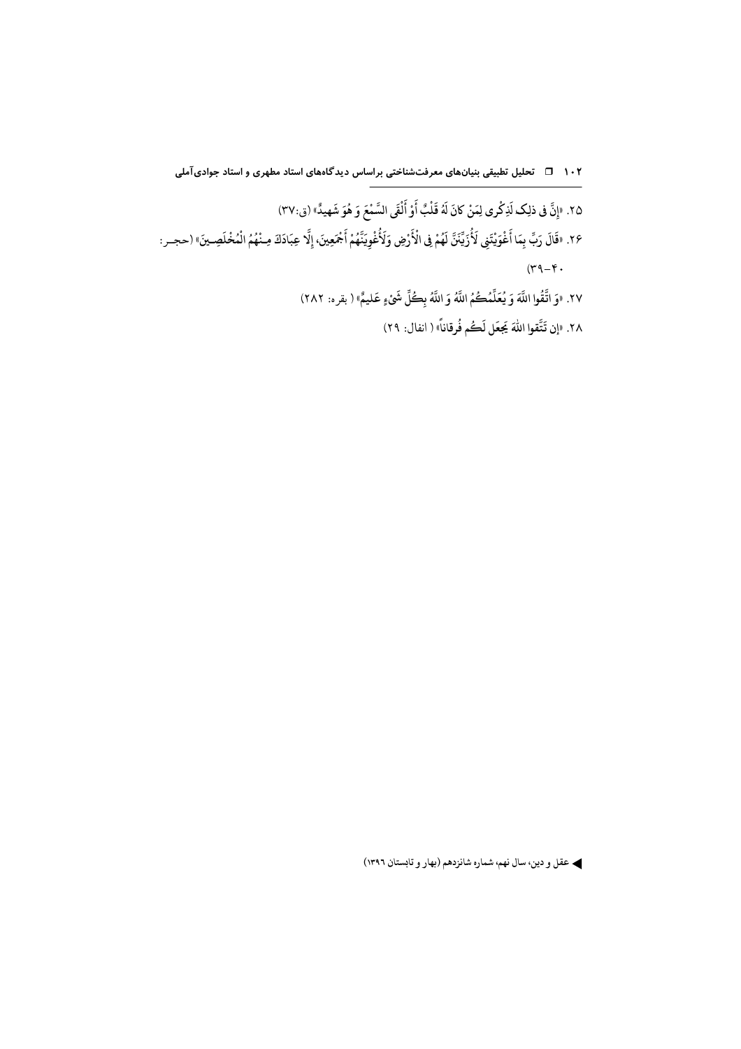۲۵. «إِنَّ فِی ذلِکَ لَذِکْرى لِمَنْ کانَ لَهُ قَلْبٌ أَوْ أَلْقَى السَّمْعَ وَ هُوَ شَهِیدٌ» (ق:۳۷)

۲۶. «قَالَ رَبِّ بِمَا أَغْوَیْتَنِی لَأُزَیِّنَنَّ لَهُمْ فِی الْأَرْضِ وَلَأُغْوِیَنَّهُمْ أَجْمَعِینَ، إِلَّا عِبَادَکَ مِنْهُمُ الْمُخْلَصِینَ» (حجر: ۳۹-۴۰)

۲۷. «وَ اتَّقُوا اللَّهَ وَ یُعَلِّمُکُمُ اللَّهُ وَ اللَّهُ بِکُلِّ شَیْءٍ عَلیمٌ» (بقره: ۲۸۲)

۲۸. «إن تَتَّقوا اللهَ یَجعَل لَکُم فُرقاناً» (انفال: ۲۹)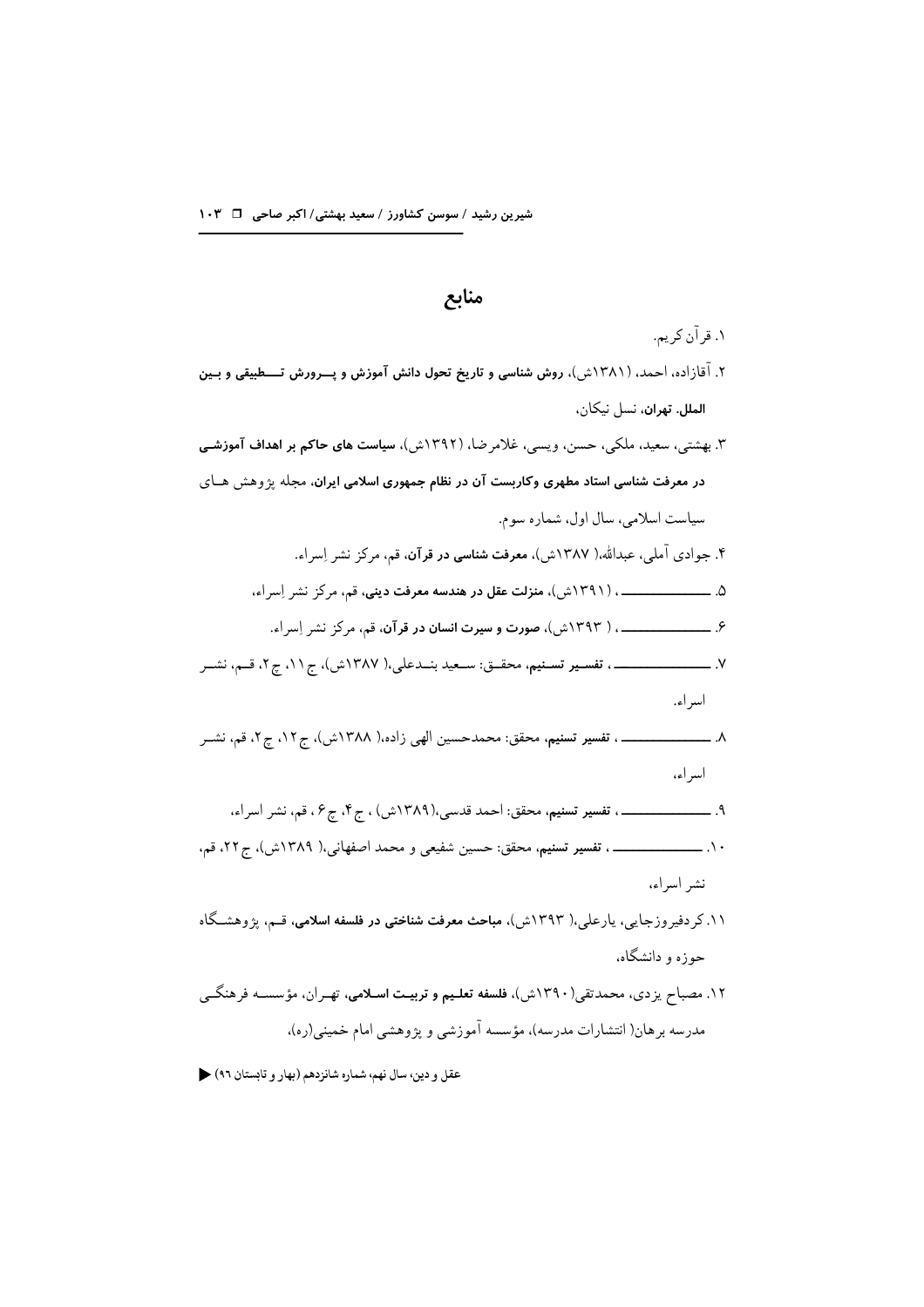## منابع

۱. قرآن کریم.

۲. آقازاده، احمد، (۱۳۸۱ش)، **روش شناسی و تاریخ تحول دانش آموزش و پــرورش تــطبیقی و بـین الملل. تهران**، نسل نیکان،

۳. بهشتی، سعید، ملکی، حسن، ویسی، غلامرضا، (۱۳۹۲ش)، **سیاست های حاکم بر اهداف آموزشی در معرفت شناسی استاد مطهری وکاربست آن در نظام جمهوری اسلامی ایران**، مجله پژوهش هـای سیاست اسلامی، سال اول، شماره سوم.

۴. جوادی آملی، عبدالله،( ۱۳۸۷ش)، **معرفت شناسی در قرآن**، قم، مرکز نشر اِسراء.

۵. ـــــــــــــ ، (۱۳۹۱ش)، **منزلت عقل در هندسه معرفت دینی**، قم، مرکز نشر اِسراء،

۶. ـــــــــــــ ، ( ۱۳۹۳ش)، **صورت و سیرت انسان در قرآن**، قم، مرکز نشر اِسراء.

۷. ـــــــــــــ ، **تفسیر تسنیم**، محقق: سعید بندعلی،( ۱۳۸۷ش)، ج ۱۱، چ ۲، قم، نشر اسراء.

۸. ـــــــــــــ ، **تفسیر تسنیم**، محقق: محمدحسین الهی زاده،( ۱۳۸۸ش)، ج ۱۲، چ ۲، قم، نشر اسراء،

۹. ـــــــــــــ ، **تفسیر تسنیم**، محقق: احمد قدسی،(۱۳۸۹ش) ، ج ۴، چ ۶ ، قم، نشر اسراء،

۱۰. ـــــــــــــ ، **تفسیر تسنیم**، محقق: حسین شفیعی و محمد اصفهانی،( ۱۳۸۹ش)، ج ۲۲، قم، نشر اسراء،

۱۱. کردفیروزجایی، یارعلی،( ۱۳۹۳ش)، **مباحث معرفت شناختی در فلسفه اسلامی**، قم، پژوهشگاه حوزه و دانشگاه،

۱۲. مصباح یزدی، محمدتقی(۱۳۹۰ش)، **فلسفه تعلیم و تربیت اسلامی**، تهران، مؤسسه فرهنگی مدرسه برهان( انتشارات مدرسه)، مؤسسه آموزشی و پژوهشی امام خمینی(ره)،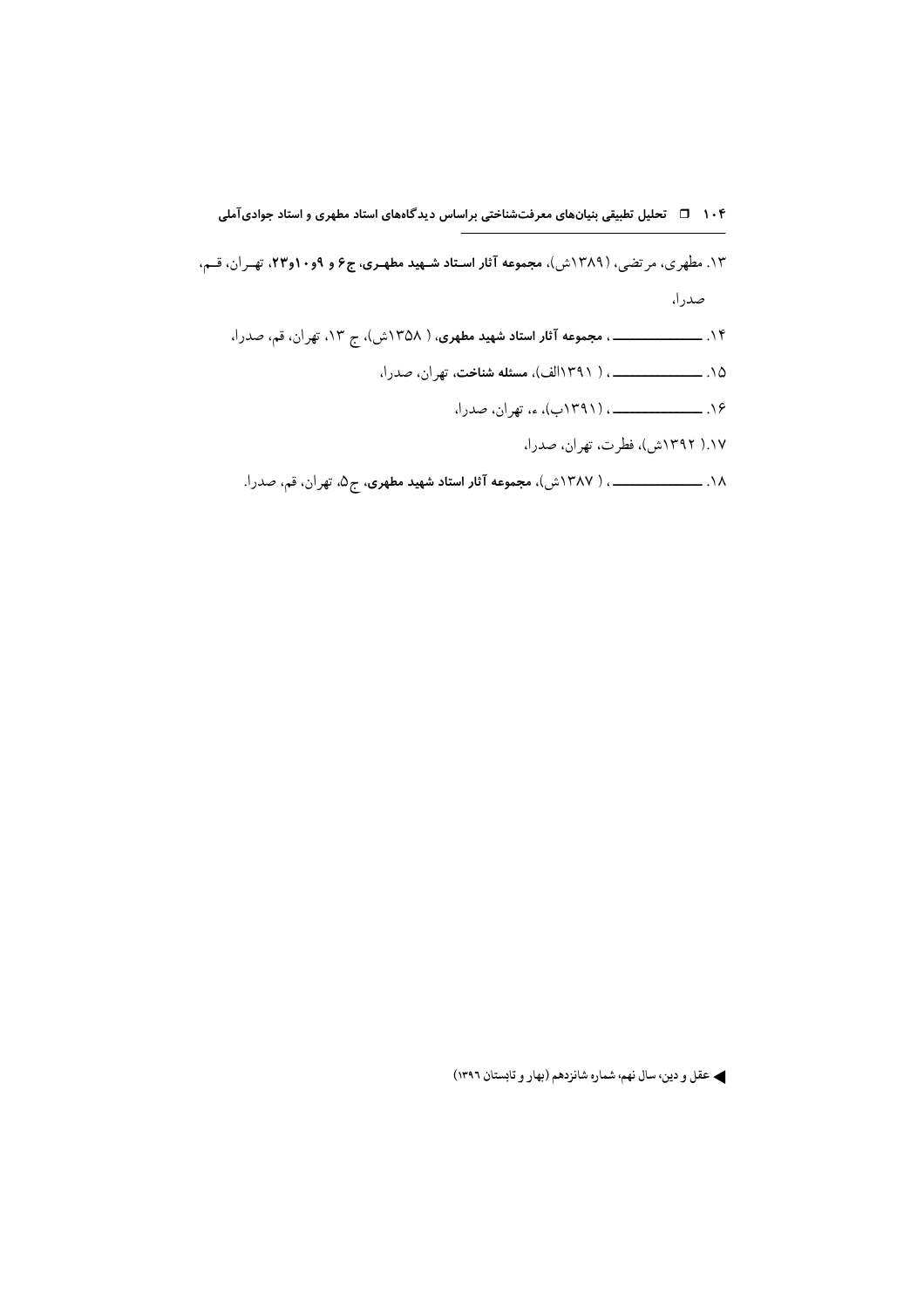۱۳. مطهری، مرتضی، (۱۳۸۹ش)، **مجموعه آثار استاد شهید مطهری، ج۶ و ۹و۱۰و۲۳**، تهران، قم، صدرا،

۱۴. ــــــــــــــــ ، **مجموعه آثار استاد شهید مطهری**، ( ۱۳۵۸ش)، ج ۱۳، تهران، قم، صدرا،

۱۵. ــــــــــــــــ ، ( ۱۳۹۱الف)، **مسئله شناخت**، تهران، صدرا،

۱۶. ــــــــــــــــ ، (۱۳۹۱ب)، ء، تهران، صدرا،

۱۷.( ۱۳۹۲ش)، فطرت، تهران، صدرا،

۱۸. ــــــــــــــــ ، ( ۱۳۸۷ش)، **مجموعه آثار استاد شهید مطهری**، ج۵، تهران، قم، صدرا.